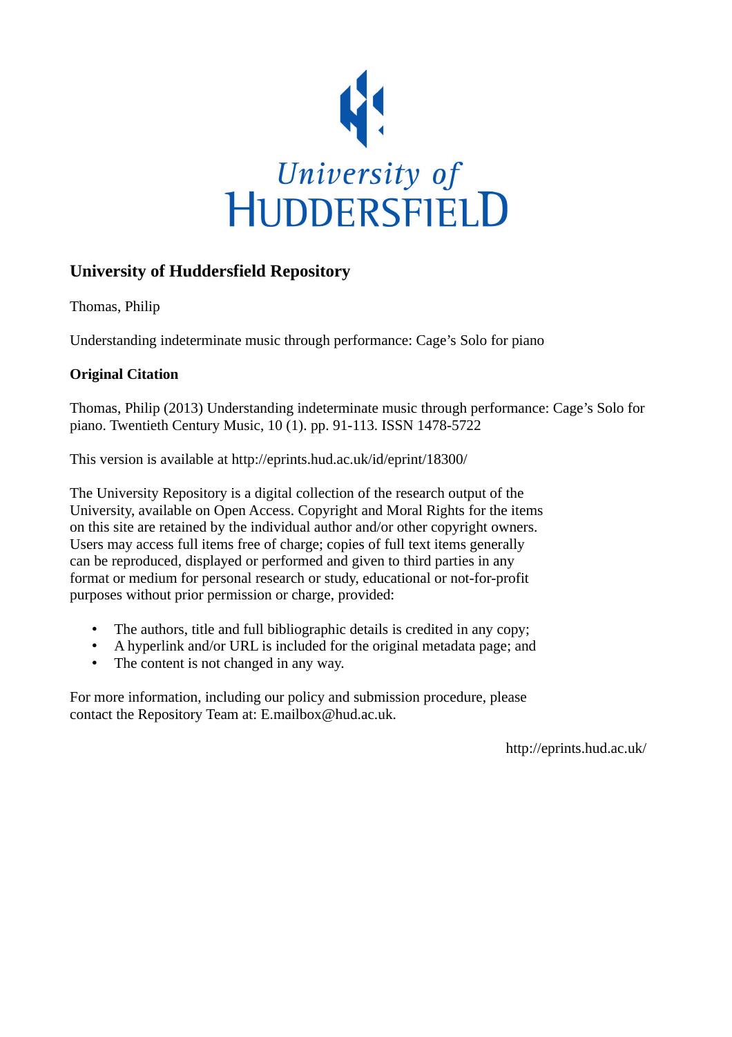University of
HUDDERSFIELD

## University of Huddersfield Repository

Thomas, Philip

Understanding indeterminate music through performance: Cage's Solo for piano

### Original Citation

Thomas, Philip (2013) Understanding indeterminate music through performance: Cage's Solo for piano. Twentieth Century Music, 10 (1). pp. 91-113. ISSN 1478-5722

This version is available at http://eprints.hud.ac.uk/id/eprint/18300/

The University Repository is a digital collection of the research output of the University, available on Open Access. Copyright and Moral Rights for the items on this site are retained by the individual author and/or other copyright owners. Users may access full items free of charge; copies of full text items generally can be reproduced, displayed or performed and given to third parties in any format or medium for personal research or study, educational or not-for-profit purposes without prior permission or charge, provided:

- The authors, title and full bibliographic details is credited in any copy;
- A hyperlink and/or URL is included for the original metadata page; and
- The content is not changed in any way.

For more information, including our policy and submission procedure, please contact the Repository Team at: E.mailbox@hud.ac.uk.

http://eprints.hud.ac.uk/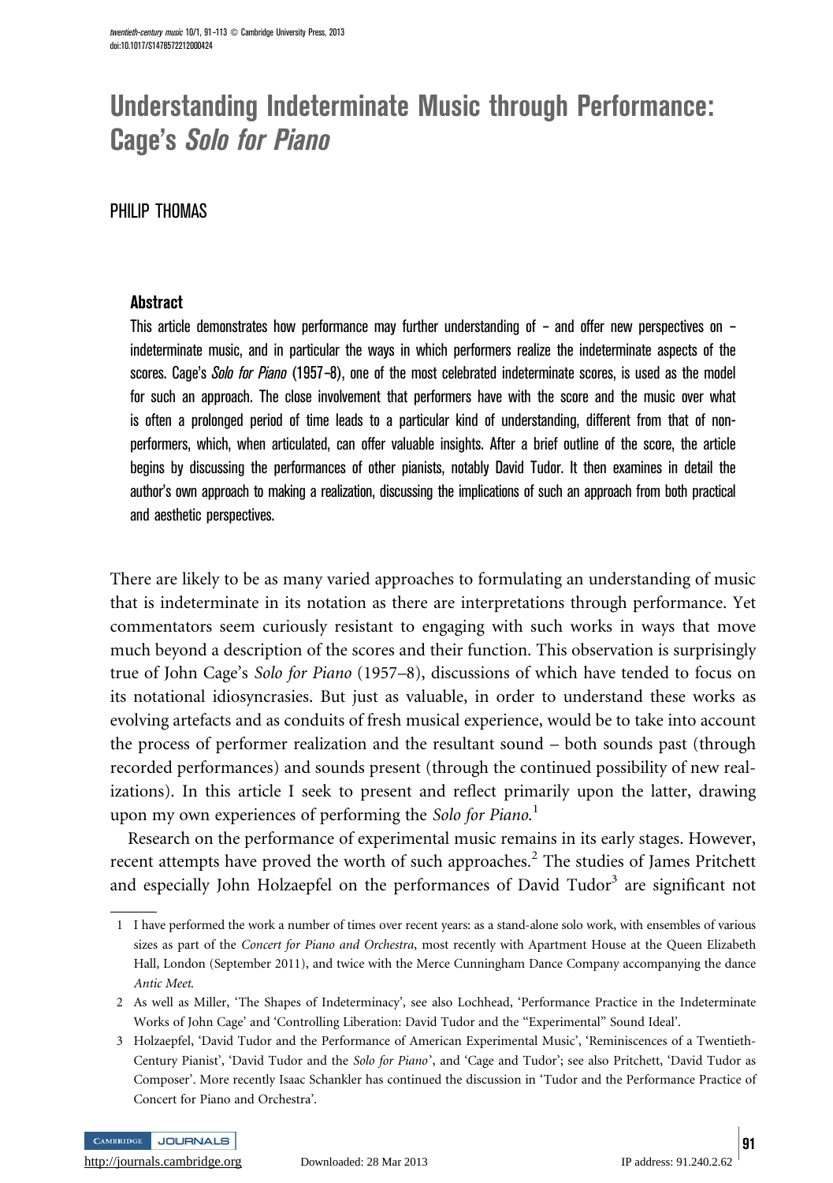# Understanding Indeterminate Music through Performance: Cage's *Solo for Piano*

PHILIP THOMAS

### Abstract

This article demonstrates how performance may further understanding of – and offer new perspectives on – indeterminate music, and in particular the ways in which performers realize the indeterminate aspects of the scores. Cage's *Solo for Piano* (1957–8), one of the most celebrated indeterminate scores, is used as the model for such an approach. The close involvement that performers have with the score and the music over what is often a prolonged period of time leads to a particular kind of understanding, different from that of non-performers, which, when articulated, can offer valuable insights. After a brief outline of the score, the article begins by discussing the performances of other pianists, notably David Tudor. It then examines in detail the author's own approach to making a realization, discussing the implications of such an approach from both practical and aesthetic perspectives.

There are likely to be as many varied approaches to formulating an understanding of music that is indeterminate in its notation as there are interpretations through performance. Yet commentators seem curiously resistant to engaging with such works in ways that move much beyond a description of the scores and their function. This observation is surprisingly true of John Cage's *Solo for Piano* (1957–8), discussions of which have tended to focus on its notational idiosyncrasies. But just as valuable, in order to understand these works as evolving artefacts and as conduits of fresh musical experience, would be to take into account the process of performer realization and the resultant sound – both sounds past (through recorded performances) and sounds present (through the continued possibility of new realizations). In this article I seek to present and reflect primarily upon the latter, drawing upon my own experiences of performing the *Solo for Piano*.[1]

Research on the performance of experimental music remains in its early stages. However, recent attempts have proved the worth of such approaches.[2] The studies of James Pritchett and especially John Holzaepfel on the performances of David Tudor[3] are significant not

---

1 I have performed the work a number of times over recent years: as a stand-alone solo work, with ensembles of various sizes as part of the *Concert for Piano and Orchestra*, most recently with Apartment House at the Queen Elizabeth Hall, London (September 2011), and twice with the Merce Cunningham Dance Company accompanying the dance *Antic Meet*.

2 As well as Miller, 'The Shapes of Indeterminacy', see also Lochhead, 'Performance Practice in the Indeterminate Works of John Cage' and 'Controlling Liberation: David Tudor and the "Experimental" Sound Ideal'.

3 Holzaepfel, 'David Tudor and the Performance of American Experimental Music', 'Reminiscences of a Twentieth-Century Pianist', 'David Tudor and the *Solo for Piano*', and 'Cage and Tudor'; see also Pritchett, 'David Tudor as Composer'. More recently Isaac Schankler has continued the discussion in 'Tudor and the Performance Practice of Concert for Piano and Orchestra'.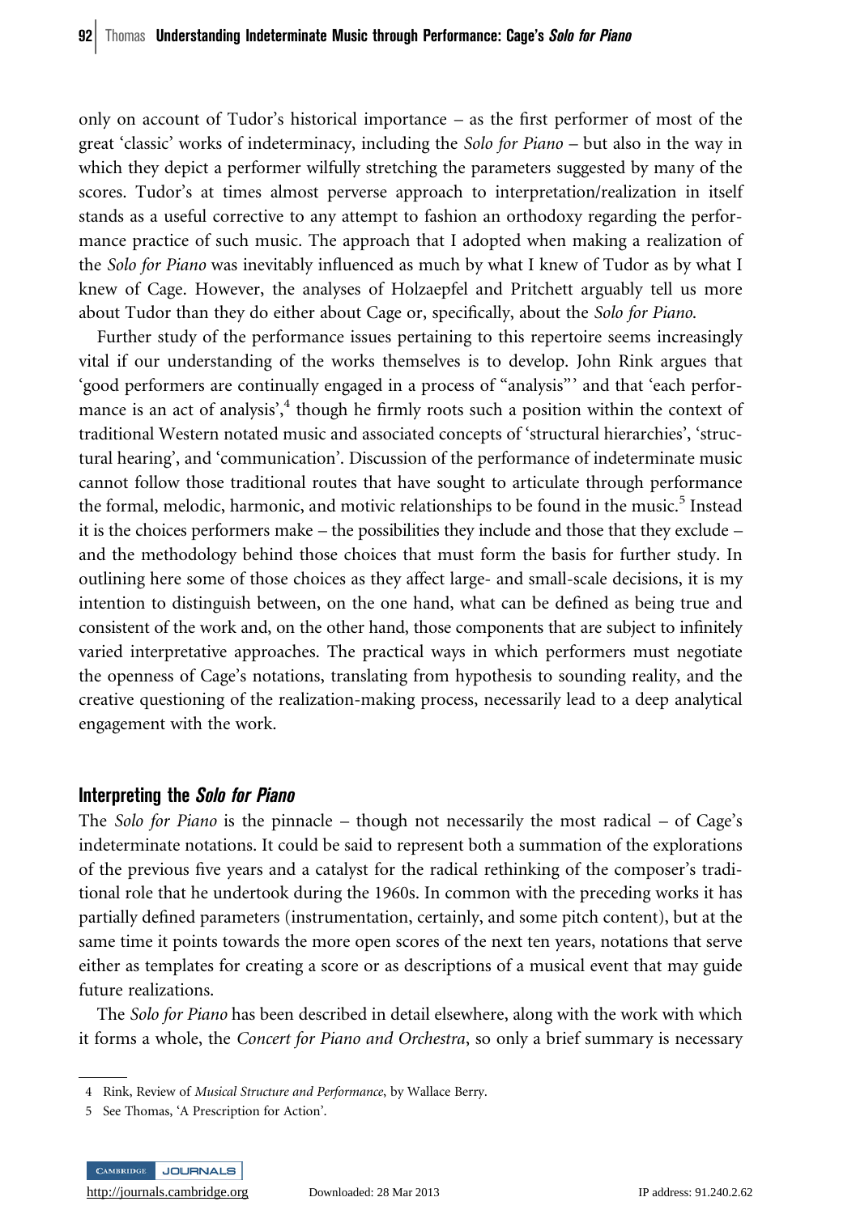only on account of Tudor's historical importance – as the first performer of most of the great 'classic' works of indeterminacy, including the *Solo for Piano* – but also in the way in which they depict a performer wilfully stretching the parameters suggested by many of the scores. Tudor's at times almost perverse approach to interpretation/realization in itself stands as a useful corrective to any attempt to fashion an orthodoxy regarding the performance practice of such music. The approach that I adopted when making a realization of the *Solo for Piano* was inevitably influenced as much by what I knew of Tudor as by what I knew of Cage. However, the analyses of Holzaepfel and Pritchett arguably tell us more about Tudor than they do either about Cage or, specifically, about the *Solo for Piano*.

Further study of the performance issues pertaining to this repertoire seems increasingly vital if our understanding of the works themselves is to develop. John Rink argues that 'good performers are continually engaged in a process of "analysis"' and that 'each performance is an act of analysis',[4] though he firmly roots such a position within the context of traditional Western notated music and associated concepts of 'structural hierarchies', 'structural hearing', and 'communication'. Discussion of the performance of indeterminate music cannot follow those traditional routes that have sought to articulate through performance the formal, melodic, harmonic, and motivic relationships to be found in the music.[5] Instead it is the choices performers make – the possibilities they include and those that they exclude – and the methodology behind those choices that must form the basis for further study. In outlining here some of those choices as they affect large- and small-scale decisions, it is my intention to distinguish between, on the one hand, what can be defined as being true and consistent of the work and, on the other hand, those components that are subject to infinitely varied interpretative approaches. The practical ways in which performers must negotiate the openness of Cage's notations, translating from hypothesis to sounding reality, and the creative questioning of the realization-making process, necessarily lead to a deep analytical engagement with the work.

## Interpreting the *Solo for Piano*

The *Solo for Piano* is the pinnacle – though not necessarily the most radical – of Cage's indeterminate notations. It could be said to represent both a summation of the explorations of the previous five years and a catalyst for the radical rethinking of the composer's traditional role that he undertook during the 1960s. In common with the preceding works it has partially defined parameters (instrumentation, certainly, and some pitch content), but at the same time it points towards the more open scores of the next ten years, notations that serve either as templates for creating a score or as descriptions of a musical event that may guide future realizations.

The *Solo for Piano* has been described in detail elsewhere, along with the work with which it forms a whole, the *Concert for Piano and Orchestra*, so only a brief summary is necessary

4 Rink, Review of *Musical Structure and Performance*, by Wallace Berry.

5 See Thomas, 'A Prescription for Action'.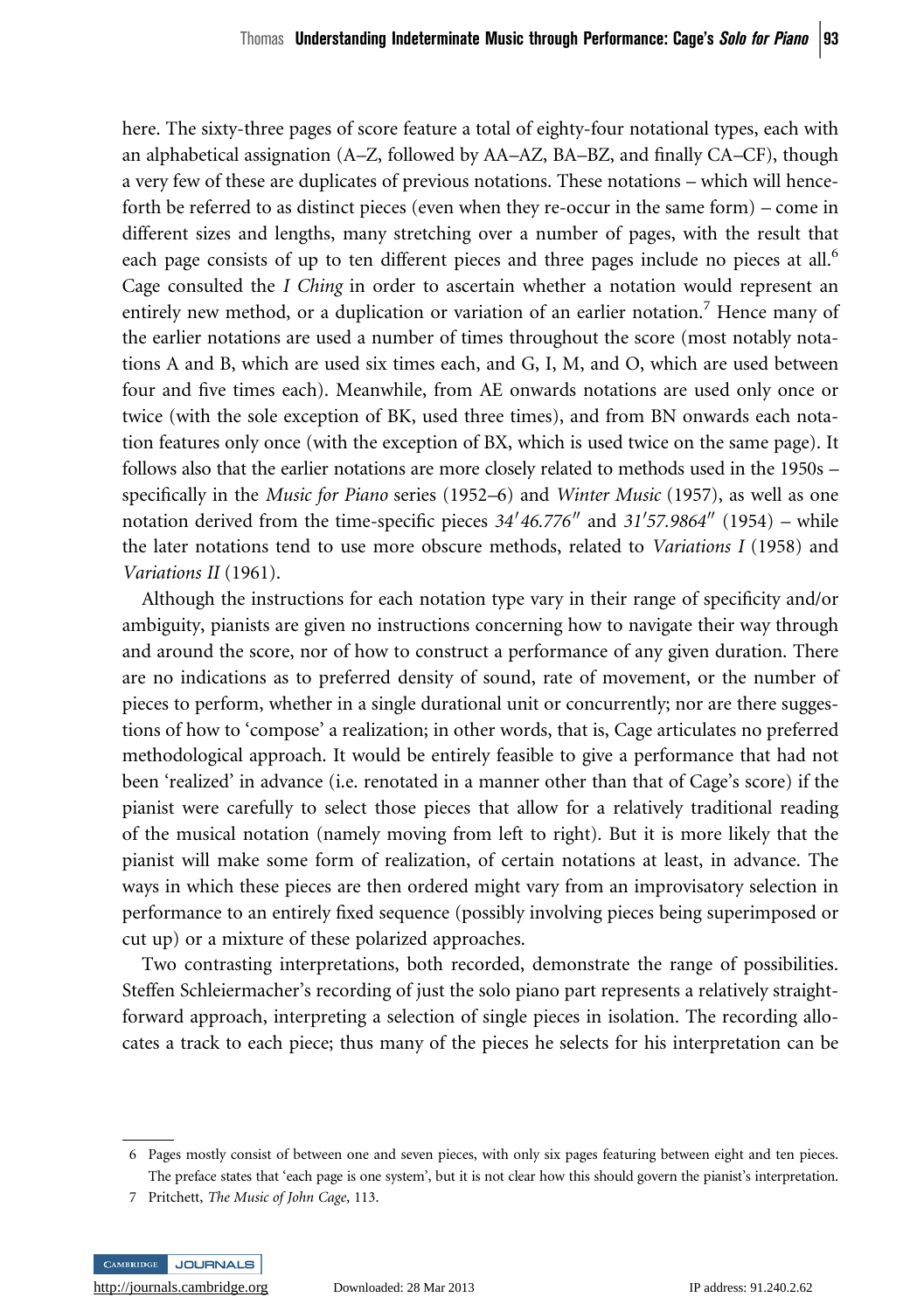here. The sixty-three pages of score feature a total of eighty-four notational types, each with an alphabetical assignation (A–Z, followed by AA–AZ, BA–BZ, and finally CA–CF), though a very few of these are duplicates of previous notations. These notations – which will henceforth be referred to as distinct pieces (even when they re-occur in the same form) – come in different sizes and lengths, many stretching over a number of pages, with the result that each page consists of up to ten different pieces and three pages include no pieces at all.[6] Cage consulted the *I Ching* in order to ascertain whether a notation would represent an entirely new method, or a duplication or variation of an earlier notation.[7] Hence many of the earlier notations are used a number of times throughout the score (most notably notations A and B, which are used six times each, and G, I, M, and O, which are used between four and five times each). Meanwhile, from AE onwards notations are used only once or twice (with the sole exception of BK, used three times), and from BN onwards each notation features only once (with the exception of BX, which is used twice on the same page). It follows also that the earlier notations are more closely related to methods used in the 1950s – specifically in the *Music for Piano* series (1952–6) and *Winter Music* (1957), as well as one notation derived from the time-specific pieces *34′46.776″* and *31′57.9864″* (1954) – while the later notations tend to use more obscure methods, related to *Variations I* (1958) and *Variations II* (1961).

Although the instructions for each notation type vary in their range of specificity and/or ambiguity, pianists are given no instructions concerning how to navigate their way through and around the score, nor of how to construct a performance of any given duration. There are no indications as to preferred density of sound, rate of movement, or the number of pieces to perform, whether in a single durational unit or concurrently; nor are there suggestions of how to 'compose' a realization; in other words, that is, Cage articulates no preferred methodological approach. It would be entirely feasible to give a performance that had not been 'realized' in advance (i.e. renotated in a manner other than that of Cage's score) if the pianist were carefully to select those pieces that allow for a relatively traditional reading of the musical notation (namely moving from left to right). But it is more likely that the pianist will make some form of realization, of certain notations at least, in advance. The ways in which these pieces are then ordered might vary from an improvisatory selection in performance to an entirely fixed sequence (possibly involving pieces being superimposed or cut up) or a mixture of these polarized approaches.

Two contrasting interpretations, both recorded, demonstrate the range of possibilities. Steffen Schleiermacher's recording of just the solo piano part represents a relatively straightforward approach, interpreting a selection of single pieces in isolation. The recording allocates a track to each piece; thus many of the pieces he selects for his interpretation can be

---

6 Pages mostly consist of between one and seven pieces, with only six pages featuring between eight and ten pieces. The preface states that 'each page is one system', but it is not clear how this should govern the pianist's interpretation.

7 Pritchett, *The Music of John Cage*, 113.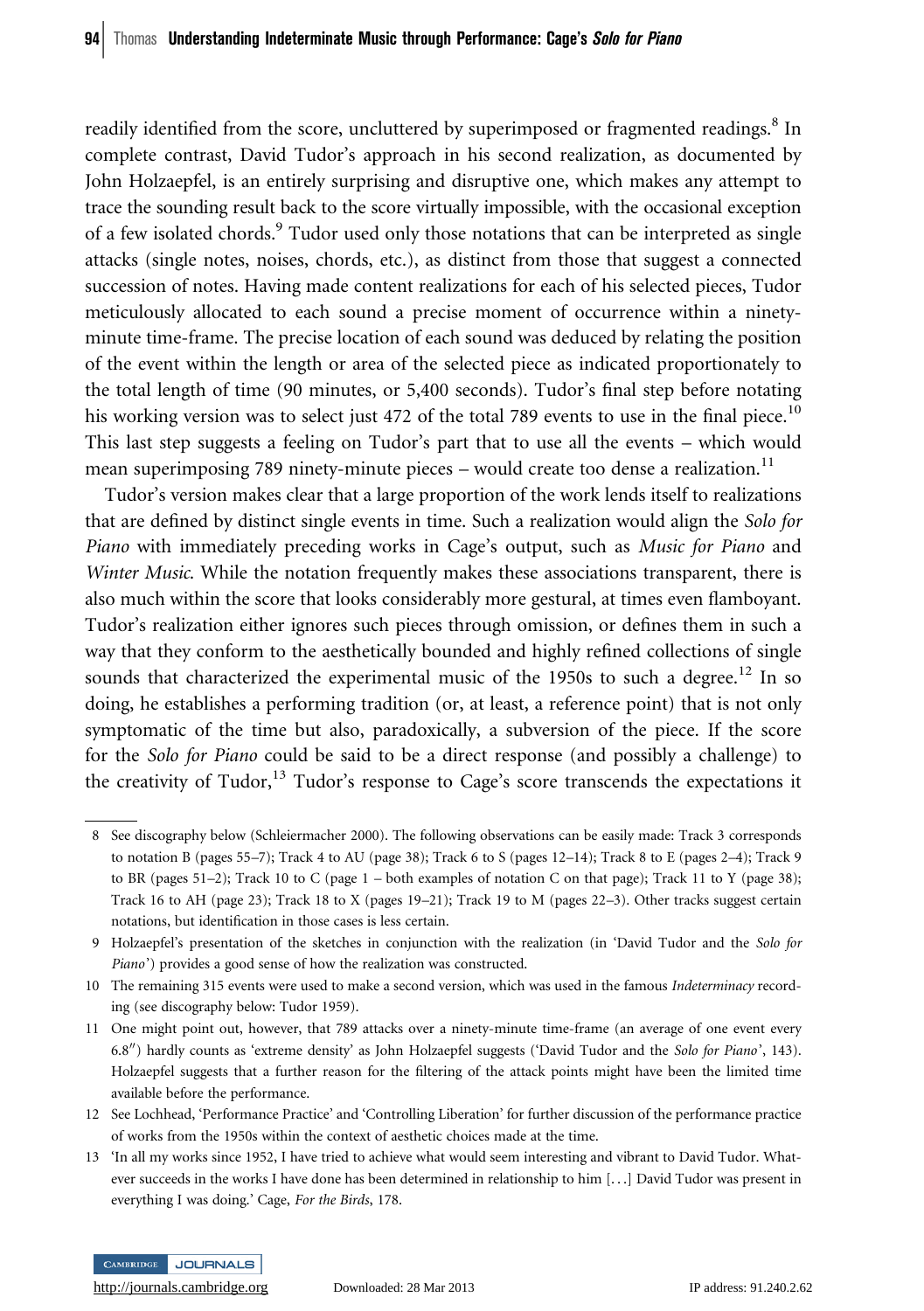readily identified from the score, uncluttered by superimposed or fragmented readings.[8] In complete contrast, David Tudor's approach in his second realization, as documented by John Holzaepfel, is an entirely surprising and disruptive one, which makes any attempt to trace the sounding result back to the score virtually impossible, with the occasional exception of a few isolated chords.[9] Tudor used only those notations that can be interpreted as single attacks (single notes, noises, chords, etc.), as distinct from those that suggest a connected succession of notes. Having made content realizations for each of his selected pieces, Tudor meticulously allocated to each sound a precise moment of occurrence within a ninety-minute time-frame. The precise location of each sound was deduced by relating the position of the event within the length or area of the selected piece as indicated proportionately to the total length of time (90 minutes, or 5,400 seconds). Tudor's final step before notating his working version was to select just 472 of the total 789 events to use in the final piece.[10] This last step suggests a feeling on Tudor's part that to use all the events – which would mean superimposing 789 ninety-minute pieces – would create too dense a realization.[11]

Tudor's version makes clear that a large proportion of the work lends itself to realizations that are defined by distinct single events in time. Such a realization would align the *Solo for Piano* with immediately preceding works in Cage's output, such as *Music for Piano* and *Winter Music*. While the notation frequently makes these associations transparent, there is also much within the score that looks considerably more gestural, at times even flamboyant. Tudor's realization either ignores such pieces through omission, or defines them in such a way that they conform to the aesthetically bounded and highly refined collections of single sounds that characterized the experimental music of the 1950s to such a degree.[12] In so doing, he establishes a performing tradition (or, at least, a reference point) that is not only symptomatic of the time but also, paradoxically, a subversion of the piece. If the score for the *Solo for Piano* could be said to be a direct response (and possibly a challenge) to the creativity of Tudor,[13] Tudor's response to Cage's score transcends the expectations it

---

8 See discography below (Schleiermacher 2000). The following observations can be easily made: Track 3 corresponds to notation B (pages 55–7); Track 4 to AU (page 38); Track 6 to S (pages 12–14); Track 8 to E (pages 2–4); Track 9 to BR (pages 51–2); Track 10 to C (page 1 – both examples of notation C on that page); Track 11 to Y (page 38); Track 16 to AH (page 23); Track 18 to X (pages 19–21); Track 19 to M (pages 22–3). Other tracks suggest certain notations, but identification in those cases is less certain.

9 Holzaepfel's presentation of the sketches in conjunction with the realization (in 'David Tudor and the *Solo for Piano*') provides a good sense of how the realization was constructed.

10 The remaining 315 events were used to make a second version, which was used in the famous *Indeterminacy* recording (see discography below: Tudor 1959).

11 One might point out, however, that 789 attacks over a ninety-minute time-frame (an average of one event every 6.8″) hardly counts as 'extreme density' as John Holzaepfel suggests ('David Tudor and the *Solo for Piano*', 143). Holzaepfel suggests that a further reason for the filtering of the attack points might have been the limited time available before the performance.

12 See Lochhead, 'Performance Practice' and 'Controlling Liberation' for further discussion of the performance practice of works from the 1950s within the context of aesthetic choices made at the time.

13 'In all my works since 1952, I have tried to achieve what would seem interesting and vibrant to David Tudor. Whatever succeeds in the works I have done has been determined in relationship to him [...] David Tudor was present in everything I was doing.' Cage, *For the Birds*, 178.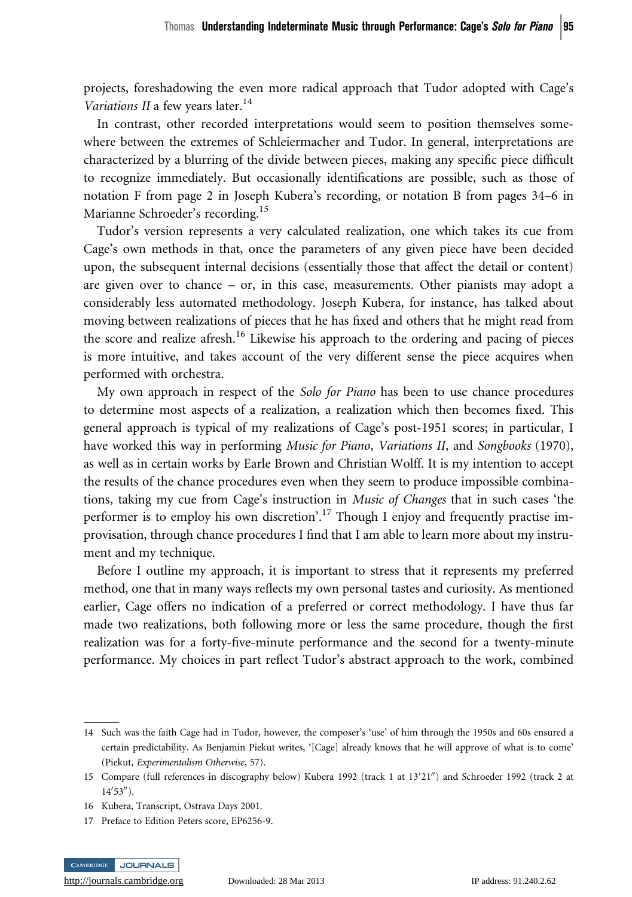projects, foreshadowing the even more radical approach that Tudor adopted with Cage's *Variations II* a few years later.[14]

In contrast, other recorded interpretations would seem to position themselves somewhere between the extremes of Schleiermacher and Tudor. In general, interpretations are characterized by a blurring of the divide between pieces, making any specific piece difficult to recognize immediately. But occasionally identifications are possible, such as those of notation F from page 2 in Joseph Kubera's recording, or notation B from pages 34–6 in Marianne Schroeder's recording.[15]

Tudor's version represents a very calculated realization, one which takes its cue from Cage's own methods in that, once the parameters of any given piece have been decided upon, the subsequent internal decisions (essentially those that affect the detail or content) are given over to chance – or, in this case, measurements. Other pianists may adopt a considerably less automated methodology. Joseph Kubera, for instance, has talked about moving between realizations of pieces that he has fixed and others that he might read from the score and realize afresh.[16] Likewise his approach to the ordering and pacing of pieces is more intuitive, and takes account of the very different sense the piece acquires when performed with orchestra.

My own approach in respect of the *Solo for Piano* has been to use chance procedures to determine most aspects of a realization, a realization which then becomes fixed. This general approach is typical of my realizations of Cage's post-1951 scores; in particular, I have worked this way in performing *Music for Piano*, *Variations II*, and *Songbooks* (1970), as well as in certain works by Earle Brown and Christian Wolff. It is my intention to accept the results of the chance procedures even when they seem to produce impossible combinations, taking my cue from Cage's instruction in *Music of Changes* that in such cases 'the performer is to employ his own discretion'.[17] Though I enjoy and frequently practise improvisation, through chance procedures I find that I am able to learn more about my instrument and my technique.

Before I outline my approach, it is important to stress that it represents my preferred method, one that in many ways reflects my own personal tastes and curiosity. As mentioned earlier, Cage offers no indication of a preferred or correct methodology. I have thus far made two realizations, both following more or less the same procedure, though the first realization was for a forty-five-minute performance and the second for a twenty-minute performance. My choices in part reflect Tudor's abstract approach to the work, combined

---

14 Such was the faith Cage had in Tudor, however, the composer's 'use' of him through the 1950s and 60s ensured a certain predictability. As Benjamin Piekut writes, '[Cage] already knows that he will approve of what is to come' (Piekut, *Experimentalism Otherwise*, 57).

15 Compare (full references in discography below) Kubera 1992 (track 1 at 13′21″) and Schroeder 1992 (track 2 at 14′53″).

16 Kubera, Transcript, Ostrava Days 2001.

17 Preface to Edition Peters score, EP6256-9.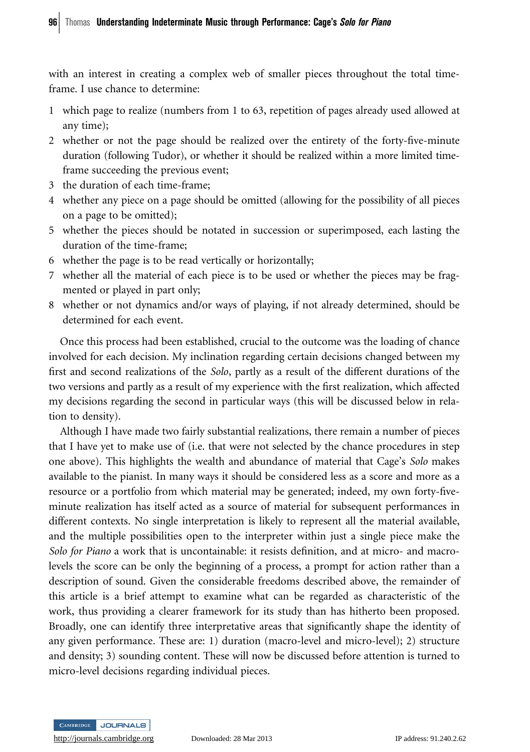with an interest in creating a complex web of smaller pieces throughout the total time-frame. I use chance to determine:

1. which page to realize (numbers from 1 to 63, repetition of pages already used allowed at any time);
2. whether or not the page should be realized over the entirety of the forty-five-minute duration (following Tudor), or whether it should be realized within a more limited time-frame succeeding the previous event;
3. the duration of each time-frame;
4. whether any piece on a page should be omitted (allowing for the possibility of all pieces on a page to be omitted);
5. whether the pieces should be notated in succession or superimposed, each lasting the duration of the time-frame;
6. whether the page is to be read vertically or horizontally;
7. whether all the material of each piece is to be used or whether the pieces may be fragmented or played in part only;
8. whether or not dynamics and/or ways of playing, if not already determined, should be determined for each event.

Once this process had been established, crucial to the outcome was the loading of chance involved for each decision. My inclination regarding certain decisions changed between my first and second realizations of the *Solo*, partly as a result of the different durations of the two versions and partly as a result of my experience with the first realization, which affected my decisions regarding the second in particular ways (this will be discussed below in relation to density).

Although I have made two fairly substantial realizations, there remain a number of pieces that I have yet to make use of (i.e. that were not selected by the chance procedures in step one above). This highlights the wealth and abundance of material that Cage's *Solo* makes available to the pianist. In many ways it should be considered less as a score and more as a resource or a portfolio from which material may be generated; indeed, my own forty-five-minute realization has itself acted as a source of material for subsequent performances in different contexts. No single interpretation is likely to represent all the material available, and the multiple possibilities open to the interpreter within just a single piece make the *Solo for Piano* a work that is uncontainable: it resists definition, and at micro- and macro-levels the score can be only the beginning of a process, a prompt for action rather than a description of sound. Given the considerable freedoms described above, the remainder of this article is a brief attempt to examine what can be regarded as characteristic of the work, thus providing a clearer framework for its study than has hitherto been proposed. Broadly, one can identify three interpretative areas that significantly shape the identity of any given performance. These are: 1) duration (macro-level and micro-level); 2) structure and density; 3) sounding content. These will now be discussed before attention is turned to micro-level decisions regarding individual pieces.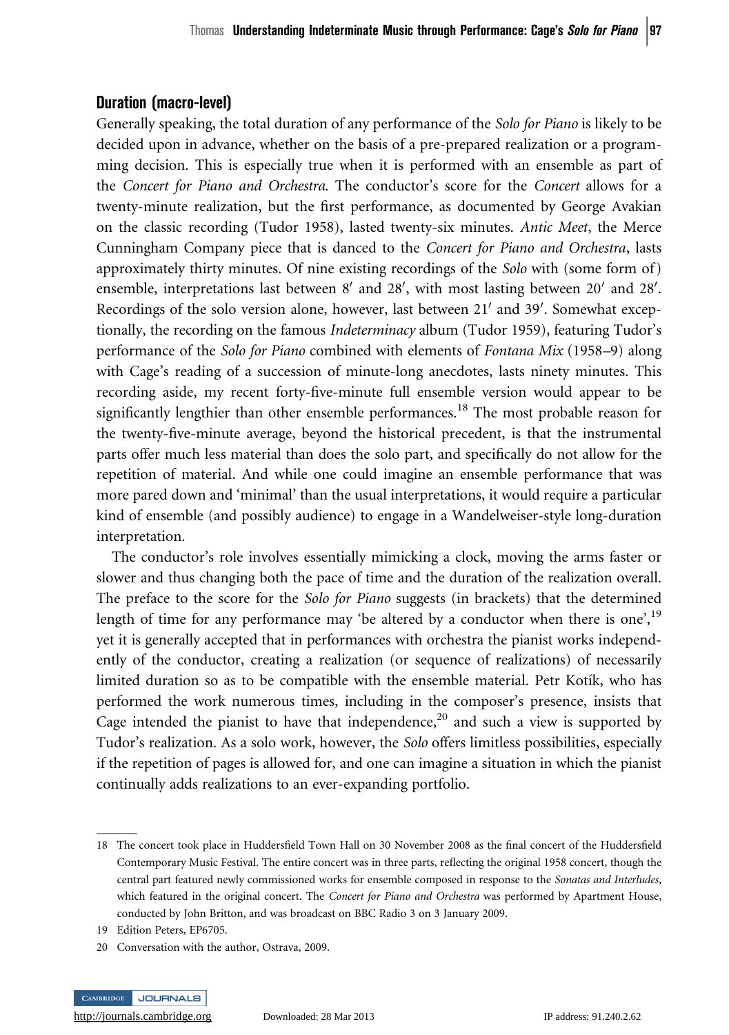## Duration (macro-level)

Generally speaking, the total duration of any performance of the *Solo for Piano* is likely to be decided upon in advance, whether on the basis of a pre-prepared realization or a programming decision. This is especially true when it is performed with an ensemble as part of the *Concert for Piano and Orchestra*. The conductor's score for the *Concert* allows for a twenty-minute realization, but the first performance, as documented by George Avakian on the classic recording (Tudor 1958), lasted twenty-six minutes. *Antic Meet*, the Merce Cunningham Company piece that is danced to the *Concert for Piano and Orchestra*, lasts approximately thirty minutes. Of nine existing recordings of the *Solo* with (some form of) ensemble, interpretations last between 8′ and 28′, with most lasting between 20′ and 28′. Recordings of the solo version alone, however, last between 21′ and 39′. Somewhat exceptionally, the recording on the famous *Indeterminacy* album (Tudor 1959), featuring Tudor's performance of the *Solo for Piano* combined with elements of *Fontana Mix* (1958–9) along with Cage's reading of a succession of minute-long anecdotes, lasts ninety minutes. This recording aside, my recent forty-five-minute full ensemble version would appear to be significantly lengthier than other ensemble performances.[18] The most probable reason for the twenty-five-minute average, beyond the historical precedent, is that the instrumental parts offer much less material than does the solo part, and specifically do not allow for the repetition of material. And while one could imagine an ensemble performance that was more pared down and 'minimal' than the usual interpretations, it would require a particular kind of ensemble (and possibly audience) to engage in a Wandelweiser-style long-duration interpretation.

The conductor's role involves essentially mimicking a clock, moving the arms faster or slower and thus changing both the pace of time and the duration of the realization overall. The preface to the score for the *Solo for Piano* suggests (in brackets) that the determined length of time for any performance may 'be altered by a conductor when there is one',[19] yet it is generally accepted that in performances with orchestra the pianist works independently of the conductor, creating a realization (or sequence of realizations) of necessarily limited duration so as to be compatible with the ensemble material. Petr Kotík, who has performed the work numerous times, including in the composer's presence, insists that Cage intended the pianist to have that independence,[20] and such a view is supported by Tudor's realization. As a solo work, however, the *Solo* offers limitless possibilities, especially if the repetition of pages is allowed for, and one can imagine a situation in which the pianist continually adds realizations to an ever-expanding portfolio.

---

18 The concert took place in Huddersfield Town Hall on 30 November 2008 as the final concert of the Huddersfield Contemporary Music Festival. The entire concert was in three parts, reflecting the original 1958 concert, though the central part featured newly commissioned works for ensemble composed in response to the *Sonatas and Interludes*, which featured in the original concert. The *Concert for Piano and Orchestra* was performed by Apartment House, conducted by John Britton, and was broadcast on BBC Radio 3 on 3 January 2009.

19 Edition Peters, EP6705.

20 Conversation with the author, Ostrava, 2009.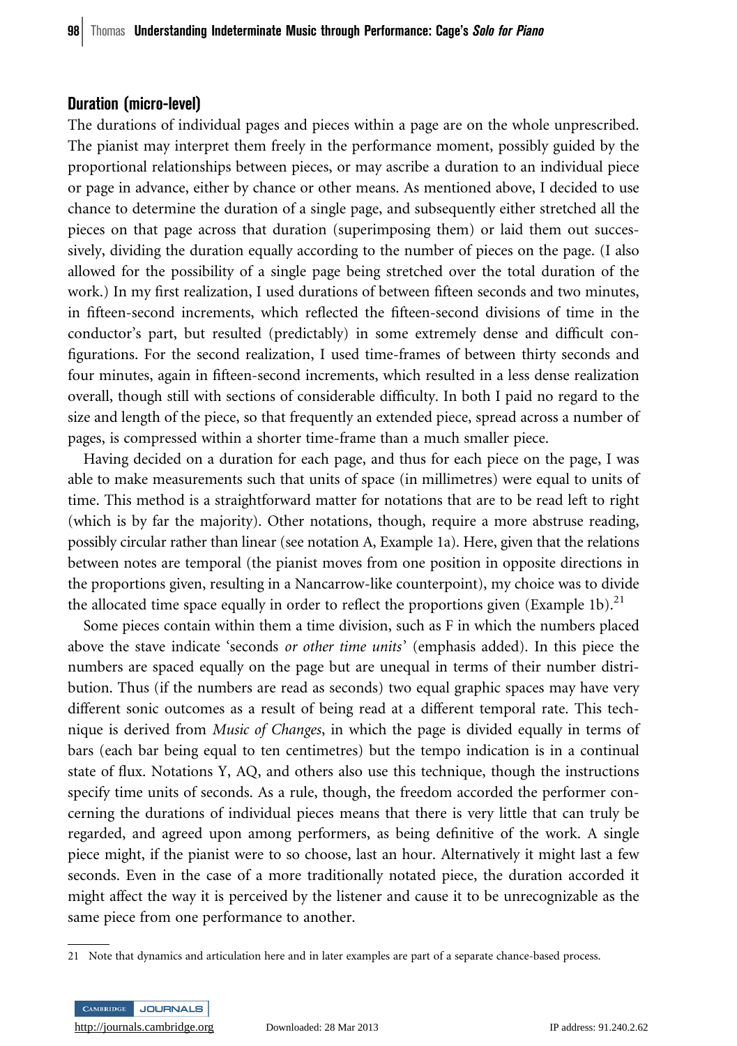## Duration (micro-level)

The durations of individual pages and pieces within a page are on the whole unprescribed. The pianist may interpret them freely in the performance moment, possibly guided by the proportional relationships between pieces, or may ascribe a duration to an individual piece or page in advance, either by chance or other means. As mentioned above, I decided to use chance to determine the duration of a single page, and subsequently either stretched all the pieces on that page across that duration (superimposing them) or laid them out successively, dividing the duration equally according to the number of pieces on the page. (I also allowed for the possibility of a single page being stretched over the total duration of the work.) In my first realization, I used durations of between fifteen seconds and two minutes, in fifteen-second increments, which reflected the fifteen-second divisions of time in the conductor's part, but resulted (predictably) in some extremely dense and difficult configurations. For the second realization, I used time-frames of between thirty seconds and four minutes, again in fifteen-second increments, which resulted in a less dense realization overall, though still with sections of considerable difficulty. In both I paid no regard to the size and length of the piece, so that frequently an extended piece, spread across a number of pages, is compressed within a shorter time-frame than a much smaller piece.

Having decided on a duration for each page, and thus for each piece on the page, I was able to make measurements such that units of space (in millimetres) were equal to units of time. This method is a straightforward matter for notations that are to be read left to right (which is by far the majority). Other notations, though, require a more abstruse reading, possibly circular rather than linear (see notation A, Example 1a). Here, given that the relations between notes are temporal (the pianist moves from one position in opposite directions in the proportions given, resulting in a Nancarrow-like counterpoint), my choice was to divide the allocated time space equally in order to reflect the proportions given (Example 1b).[21]

Some pieces contain within them a time division, such as F in which the numbers placed above the stave indicate 'seconds *or other time units*' (emphasis added). In this piece the numbers are spaced equally on the page but are unequal in terms of their number distribution. Thus (if the numbers are read as seconds) two equal graphic spaces may have very different sonic outcomes as a result of being read at a different temporal rate. This technique is derived from *Music of Changes*, in which the page is divided equally in terms of bars (each bar being equal to ten centimetres) but the tempo indication is in a continual state of flux. Notations Y, AQ, and others also use this technique, though the instructions specify time units of seconds. As a rule, though, the freedom accorded the performer concerning the durations of individual pieces means that there is very little that can truly be regarded, and agreed upon among performers, as being definitive of the work. A single piece might, if the pianist were to so choose, last an hour. Alternatively it might last a few seconds. Even in the case of a more traditionally notated piece, the duration accorded it might affect the way it is perceived by the listener and cause it to be unrecognizable as the same piece from one performance to another.

---

21 Note that dynamics and articulation here and in later examples are part of a separate chance-based process.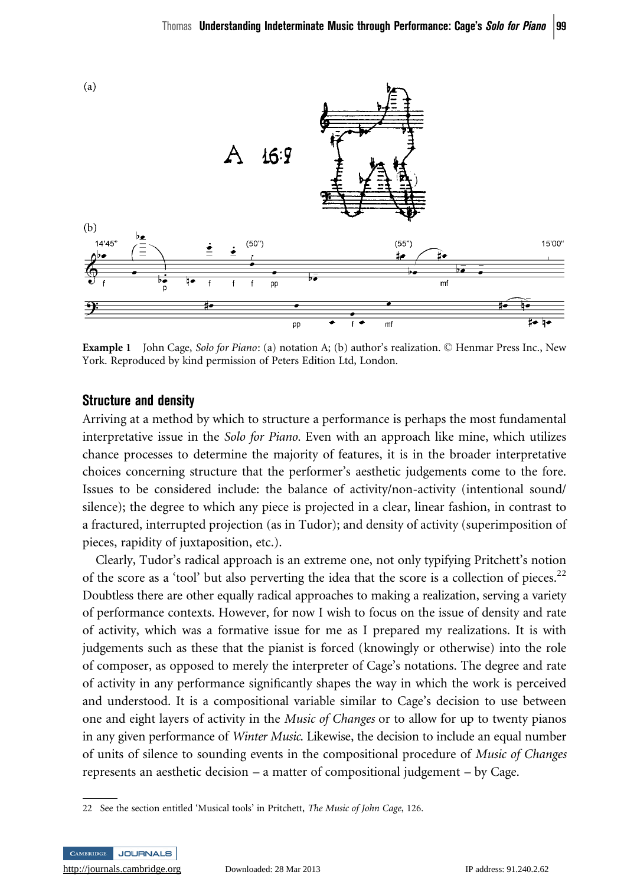**Example 1** John Cage, *Solo for Piano*: (a) notation A; (b) author's realization. © Henmar Press Inc., New York. Reproduced by kind permission of Peters Edition Ltd, London.

## Structure and density

Arriving at a method by which to structure a performance is perhaps the most fundamental interpretative issue in the *Solo for Piano*. Even with an approach like mine, which utilizes chance processes to determine the majority of features, it is in the broader interpretative choices concerning structure that the performer's aesthetic judgements come to the fore. Issues to be considered include: the balance of activity/non-activity (intentional sound/silence); the degree to which any piece is projected in a clear, linear fashion, in contrast to a fractured, interrupted projection (as in Tudor); and density of activity (superimposition of pieces, rapidity of juxtaposition, etc.).

Clearly, Tudor's radical approach is an extreme one, not only typifying Pritchett's notion of the score as a 'tool' but also perverting the idea that the score is a collection of pieces.[22] Doubtless there are other equally radical approaches to making a realization, serving a variety of performance contexts. However, for now I wish to focus on the issue of density and rate of activity, which was a formative issue for me as I prepared my realizations. It is with judgements such as these that the pianist is forced (knowingly or otherwise) into the role of composer, as opposed to merely the interpreter of Cage's notations. The degree and rate of activity in any performance significantly shapes the way in which the work is perceived and understood. It is a compositional variable similar to Cage's decision to use between one and eight layers of activity in the *Music of Changes* or to allow for up to twenty pianos in any given performance of *Winter Music*. Likewise, the decision to include an equal number of units of silence to sounding events in the compositional procedure of *Music of Changes* represents an aesthetic decision – a matter of compositional judgement – by Cage.

22 See the section entitled 'Musical tools' in Pritchett, *The Music of John Cage*, 126.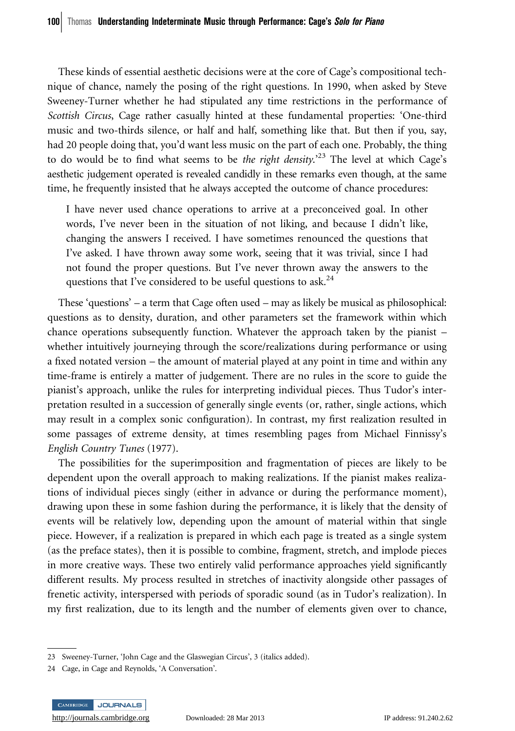These kinds of essential aesthetic decisions were at the core of Cage's compositional technique of chance, namely the posing of the right questions. In 1990, when asked by Steve Sweeney-Turner whether he had stipulated any time restrictions in the performance of *Scottish Circus*, Cage rather casually hinted at these fundamental properties: 'One-third music and two-thirds silence, or half and half, something like that. But then if you, say, had 20 people doing that, you'd want less music on the part of each one. Probably, the thing to do would be to find what seems to be *the right density*.'[23] The level at which Cage's aesthetic judgement operated is revealed candidly in these remarks even though, at the same time, he frequently insisted that he always accepted the outcome of chance procedures:

> I have never used chance operations to arrive at a preconceived goal. In other words, I've never been in the situation of not liking, and because I didn't like, changing the answers I received. I have sometimes renounced the questions that I've asked. I have thrown away some work, seeing that it was trivial, since I had not found the proper questions. But I've never thrown away the answers to the questions that I've considered to be useful questions to ask.[24]

These 'questions' – a term that Cage often used – may as likely be musical as philosophical: questions as to density, duration, and other parameters set the framework within which chance operations subsequently function. Whatever the approach taken by the pianist – whether intuitively journeying through the score/realizations during performance or using a fixed notated version – the amount of material played at any point in time and within any time-frame is entirely a matter of judgement. There are no rules in the score to guide the pianist's approach, unlike the rules for interpreting individual pieces. Thus Tudor's interpretation resulted in a succession of generally single events (or, rather, single actions, which may result in a complex sonic configuration). In contrast, my first realization resulted in some passages of extreme density, at times resembling pages from Michael Finnissy's *English Country Tunes* (1977).

The possibilities for the superimposition and fragmentation of pieces are likely to be dependent upon the overall approach to making realizations. If the pianist makes realizations of individual pieces singly (either in advance or during the performance moment), drawing upon these in some fashion during the performance, it is likely that the density of events will be relatively low, depending upon the amount of material within that single piece. However, if a realization is prepared in which each page is treated as a single system (as the preface states), then it is possible to combine, fragment, stretch, and implode pieces in more creative ways. These two entirely valid performance approaches yield significantly different results. My process resulted in stretches of inactivity alongside other passages of frenetic activity, interspersed with periods of sporadic sound (as in Tudor's realization). In my first realization, due to its length and the number of elements given over to chance,

23 Sweeney-Turner, 'John Cage and the Glaswegian Circus', 3 (italics added).

24 Cage, in Cage and Reynolds, 'A Conversation'.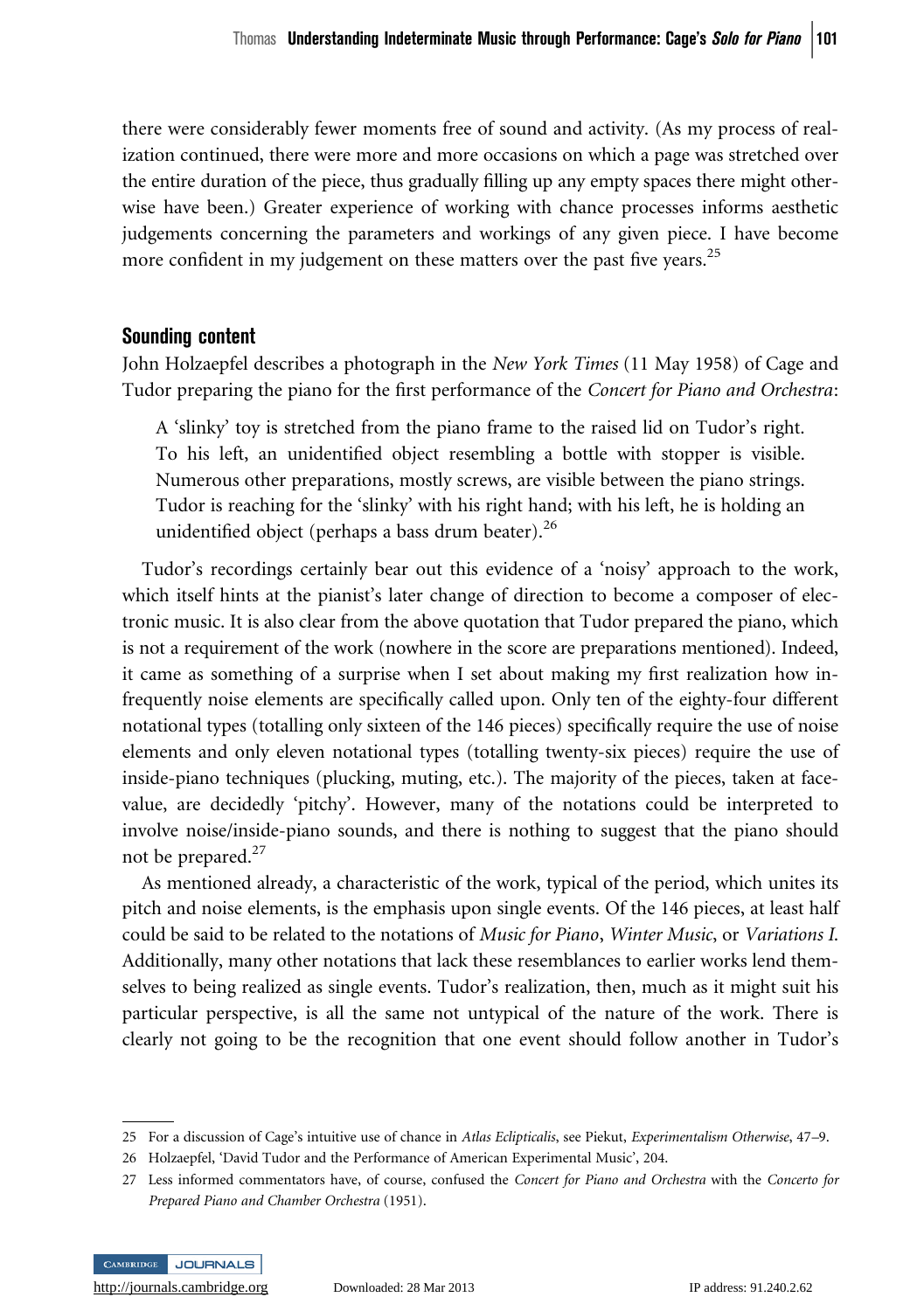there were considerably fewer moments free of sound and activity. (As my process of realization continued, there were more and more occasions on which a page was stretched over the entire duration of the piece, thus gradually filling up any empty spaces there might otherwise have been.) Greater experience of working with chance processes informs aesthetic judgements concerning the parameters and workings of any given piece. I have become more confident in my judgement on these matters over the past five years.[25]

## Sounding content

John Holzaepfel describes a photograph in the *New York Times* (11 May 1958) of Cage and Tudor preparing the piano for the first performance of the *Concert for Piano and Orchestra*:

> A 'slinky' toy is stretched from the piano frame to the raised lid on Tudor's right. To his left, an unidentified object resembling a bottle with stopper is visible. Numerous other preparations, mostly screws, are visible between the piano strings. Tudor is reaching for the 'slinky' with his right hand; with his left, he is holding an unidentified object (perhaps a bass drum beater).[26]

Tudor's recordings certainly bear out this evidence of a 'noisy' approach to the work, which itself hints at the pianist's later change of direction to become a composer of electronic music. It is also clear from the above quotation that Tudor prepared the piano, which is not a requirement of the work (nowhere in the score are preparations mentioned). Indeed, it came as something of a surprise when I set about making my first realization how infrequently noise elements are specifically called upon. Only ten of the eighty-four different notational types (totalling only sixteen of the 146 pieces) specifically require the use of noise elements and only eleven notational types (totalling twenty-six pieces) require the use of inside-piano techniques (plucking, muting, etc.). The majority of the pieces, taken at face-value, are decidedly 'pitchy'. However, many of the notations could be interpreted to involve noise/inside-piano sounds, and there is nothing to suggest that the piano should not be prepared.[27]

As mentioned already, a characteristic of the work, typical of the period, which unites its pitch and noise elements, is the emphasis upon single events. Of the 146 pieces, at least half could be said to be related to the notations of *Music for Piano*, *Winter Music*, or *Variations I*. Additionally, many other notations that lack these resemblances to earlier works lend themselves to being realized as single events. Tudor's realization, then, much as it might suit his particular perspective, is all the same not untypical of the nature of the work. There is clearly not going to be the recognition that one event should follow another in Tudor's

---

25 For a discussion of Cage's intuitive use of chance in *Atlas Eclipticalis*, see Piekut, *Experimentalism Otherwise*, 47–9.

26 Holzaepfel, 'David Tudor and the Performance of American Experimental Music', 204.

27 Less informed commentators have, of course, confused the *Concert for Piano and Orchestra* with the *Concerto for Prepared Piano and Chamber Orchestra* (1951).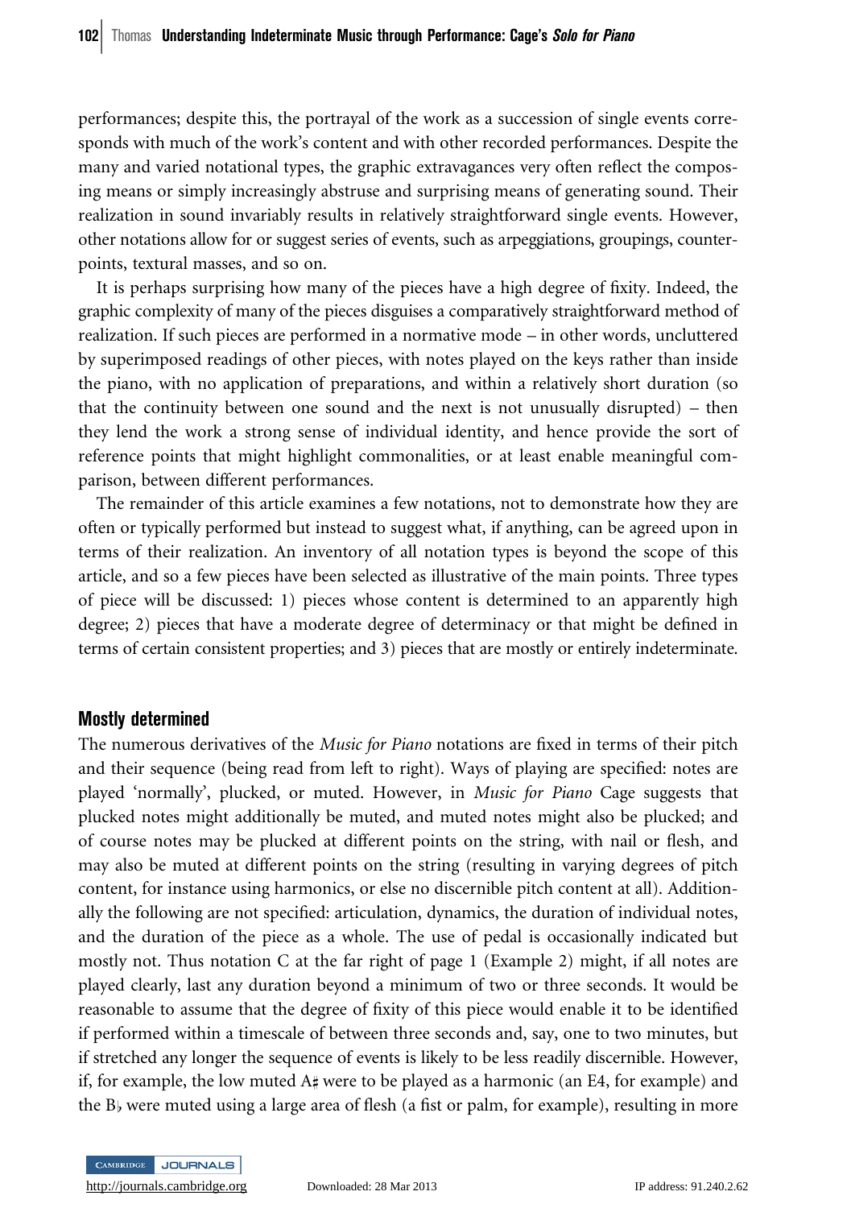performances; despite this, the portrayal of the work as a succession of single events corresponds with much of the work's content and with other recorded performances. Despite the many and varied notational types, the graphic extravagances very often reflect the composing means or simply increasingly abstruse and surprising means of generating sound. Their realization in sound invariably results in relatively straightforward single events. However, other notations allow for or suggest series of events, such as arpeggiations, groupings, counterpoints, textural masses, and so on.

It is perhaps surprising how many of the pieces have a high degree of fixity. Indeed, the graphic complexity of many of the pieces disguises a comparatively straightforward method of realization. If such pieces are performed in a normative mode – in other words, uncluttered by superimposed readings of other pieces, with notes played on the keys rather than inside the piano, with no application of preparations, and within a relatively short duration (so that the continuity between one sound and the next is not unusually disrupted) – then they lend the work a strong sense of individual identity, and hence provide the sort of reference points that might highlight commonalities, or at least enable meaningful comparison, between different performances.

The remainder of this article examines a few notations, not to demonstrate how they are often or typically performed but instead to suggest what, if anything, can be agreed upon in terms of their realization. An inventory of all notation types is beyond the scope of this article, and so a few pieces have been selected as illustrative of the main points. Three types of piece will be discussed: 1) pieces whose content is determined to an apparently high degree; 2) pieces that have a moderate degree of determinacy or that might be defined in terms of certain consistent properties; and 3) pieces that are mostly or entirely indeterminate.

## Mostly determined

The numerous derivatives of the *Music for Piano* notations are fixed in terms of their pitch and their sequence (being read from left to right). Ways of playing are specified: notes are played 'normally', plucked, or muted. However, in *Music for Piano* Cage suggests that plucked notes might additionally be muted, and muted notes might also be plucked; and of course notes may be plucked at different points on the string, with nail or flesh, and may also be muted at different points on the string (resulting in varying degrees of pitch content, for instance using harmonics, or else no discernible pitch content at all). Additionally the following are not specified: articulation, dynamics, the duration of individual notes, and the duration of the piece as a whole. The use of pedal is occasionally indicated but mostly not. Thus notation C at the far right of page 1 (Example 2) might, if all notes are played clearly, last any duration beyond a minimum of two or three seconds. It would be reasonable to assume that the degree of fixity of this piece would enable it to be identified if performed within a timescale of between three seconds and, say, one to two minutes, but if stretched any longer the sequence of events is likely to be less readily discernible. However, if, for example, the low muted A♯ were to be played as a harmonic (an E4, for example) and the B♭ were muted using a large area of flesh (a fist or palm, for example), resulting in more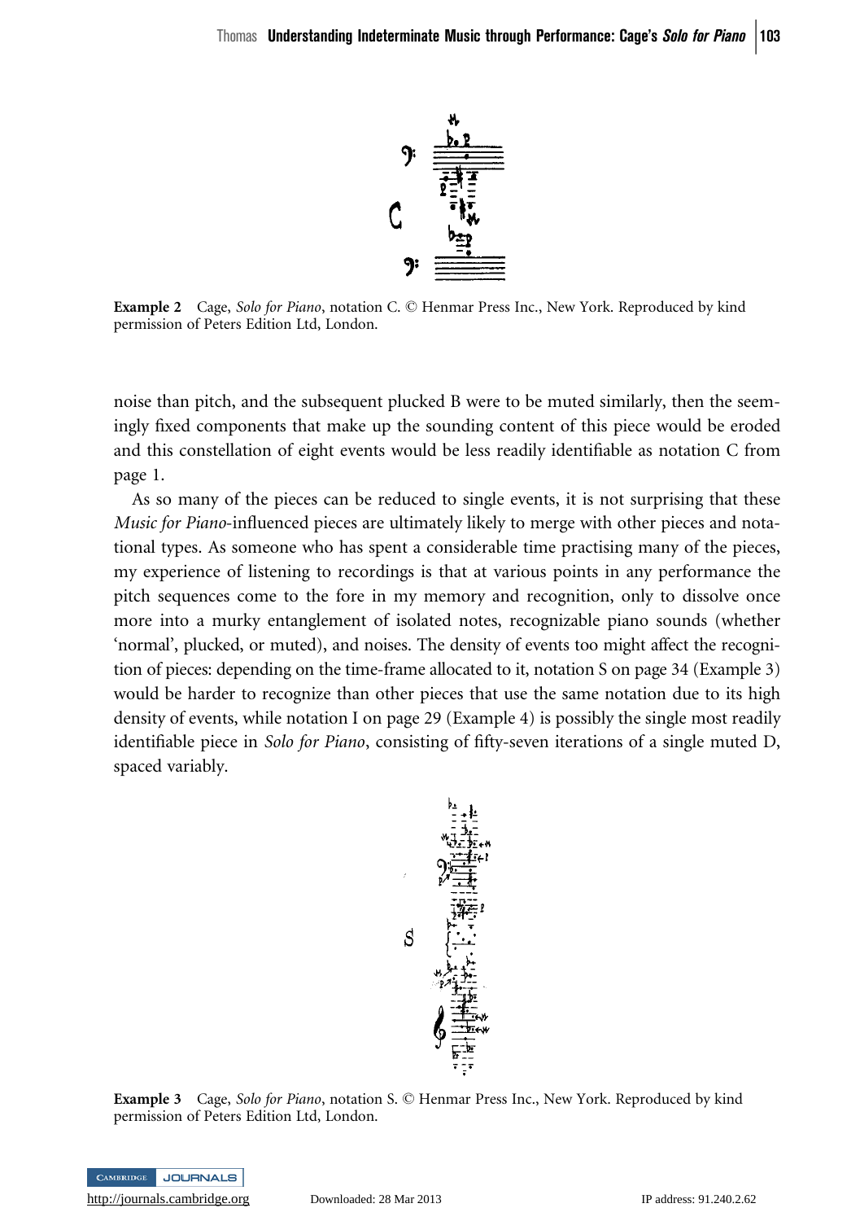Example 2 Cage, *Solo for Piano*, notation C. © Henmar Press Inc., New York. Reproduced by kind permission of Peters Edition Ltd, London.

noise than pitch, and the subsequent plucked B were to be muted similarly, then the seemingly fixed components that make up the sounding content of this piece would be eroded and this constellation of eight events would be less readily identifiable as notation C from page 1.

As so many of the pieces can be reduced to single events, it is not surprising that these *Music for Piano*-influenced pieces are ultimately likely to merge with other pieces and notational types. As someone who has spent a considerable time practising many of the pieces, my experience of listening to recordings is that at various points in any performance the pitch sequences come to the fore in my memory and recognition, only to dissolve once more into a murky entanglement of isolated notes, recognizable piano sounds (whether 'normal', plucked, or muted), and noises. The density of events too might affect the recognition of pieces: depending on the time-frame allocated to it, notation S on page 34 (Example 3) would be harder to recognize than other pieces that use the same notation due to its high density of events, while notation I on page 29 (Example 4) is possibly the single most readily identifiable piece in *Solo for Piano*, consisting of fifty-seven iterations of a single muted D, spaced variably.

Example 3 Cage, *Solo for Piano*, notation S. © Henmar Press Inc., New York. Reproduced by kind permission of Peters Edition Ltd, London.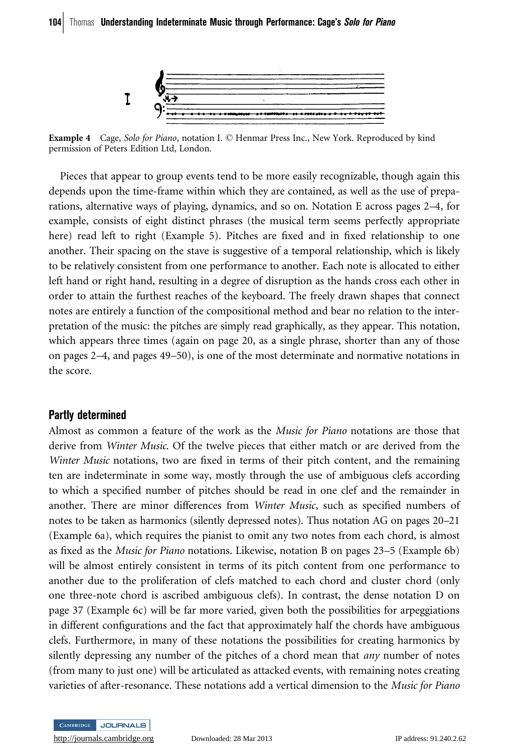**Example 4** Cage, *Solo for Piano*, notation I. © Henmar Press Inc., New York. Reproduced by kind permission of Peters Edition Ltd, London.

Pieces that appear to group events tend to be more easily recognizable, though again this depends upon the time-frame within which they are contained, as well as the use of preparations, alternative ways of playing, dynamics, and so on. Notation E across pages 2–4, for example, consists of eight distinct phrases (the musical term seems perfectly appropriate here) read left to right (Example 5). Pitches are fixed and in fixed relationship to one another. Their spacing on the stave is suggestive of a temporal relationship, which is likely to be relatively consistent from one performance to another. Each note is allocated to either left hand or right hand, resulting in a degree of disruption as the hands cross each other in order to attain the furthest reaches of the keyboard. The freely drawn shapes that connect notes are entirely a function of the compositional method and bear no relation to the interpretation of the music: the pitches are simply read graphically, as they appear. This notation, which appears three times (again on page 20, as a single phrase, shorter than any of those on pages 2–4, and pages 49–50), is one of the most determinate and normative notations in the score.

## Partly determined

Almost as common a feature of the work as the *Music for Piano* notations are those that derive from *Winter Music*. Of the twelve pieces that either match or are derived from the *Winter Music* notations, two are fixed in terms of their pitch content, and the remaining ten are indeterminate in some way, mostly through the use of ambiguous clefs according to which a specified number of pitches should be read in one clef and the remainder in another. There are minor differences from *Winter Music*, such as specified numbers of notes to be taken as harmonics (silently depressed notes). Thus notation AG on pages 20–21 (Example 6a), which requires the pianist to omit any two notes from each chord, is almost as fixed as the *Music for Piano* notations. Likewise, notation B on pages 23–5 (Example 6b) will be almost entirely consistent in terms of its pitch content from one performance to another due to the proliferation of clefs matched to each chord and cluster chord (only one three-note chord is ascribed ambiguous clefs). In contrast, the dense notation D on page 37 (Example 6c) will be far more varied, given both the possibilities for arpeggiations in different configurations and the fact that approximately half the chords have ambiguous clefs. Furthermore, in many of these notations the possibilities for creating harmonics by silently depressing any number of the pitches of a chord mean that *any* number of notes (from many to just one) will be articulated as attacked events, with remaining notes creating varieties of after-resonance. These notations add a vertical dimension to the *Music for Piano*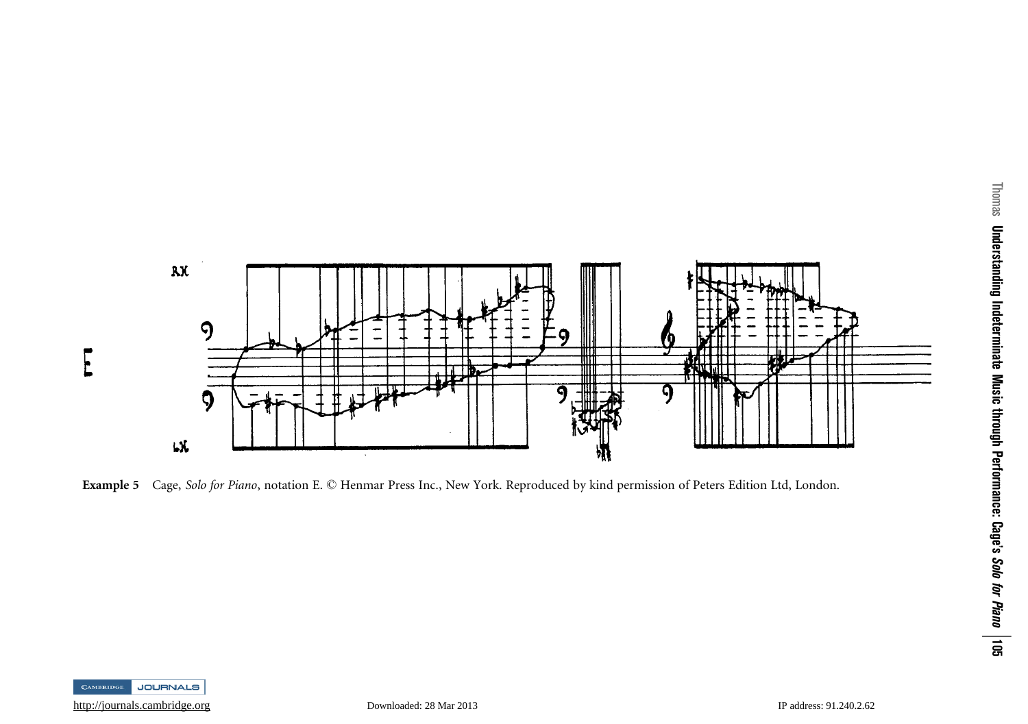**Example 5** Cage, *Solo for Piano*, notation E. © Henmar Press Inc., New York. Reproduced by kind permission of Peters Edition Ltd, London.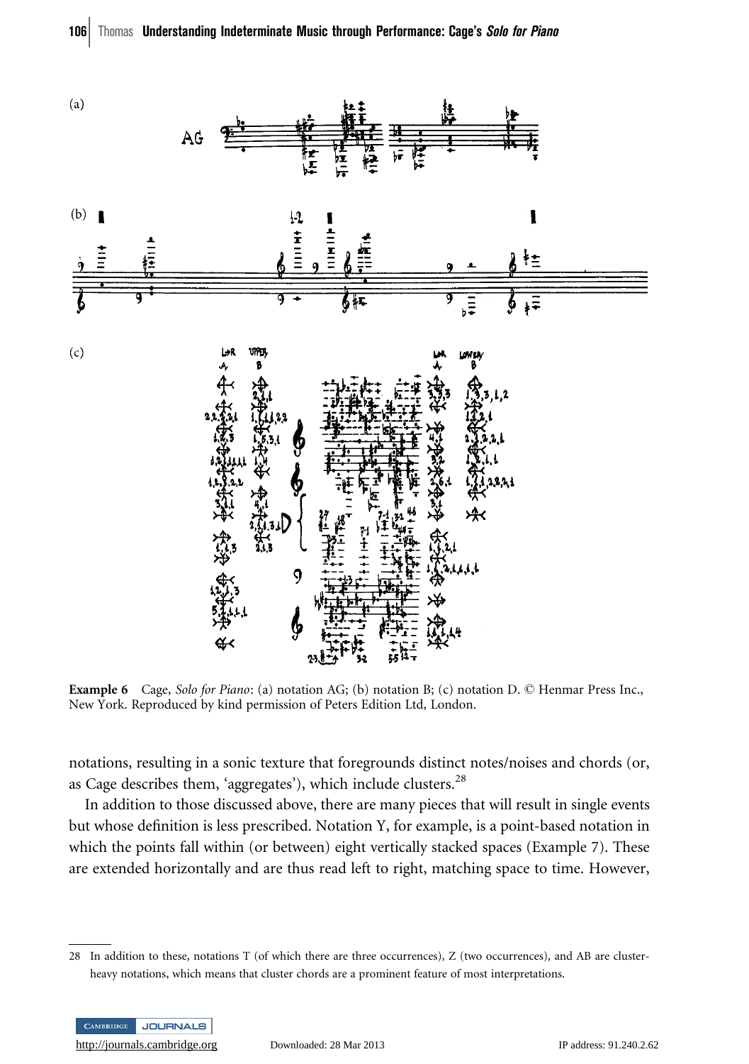**Example 6** Cage, *Solo for Piano*: (a) notation AG; (b) notation B; (c) notation D. © Henmar Press Inc., New York. Reproduced by kind permission of Peters Edition Ltd, London.

notations, resulting in a sonic texture that foregrounds distinct notes/noises and chords (or, as Cage describes them, 'aggregates'), which include clusters.[28]

In addition to those discussed above, there are many pieces that will result in single events but whose definition is less prescribed. Notation Y, for example, is a point-based notation in which the points fall within (or between) eight vertically stacked spaces (Example 7). These are extended horizontally and are thus read left to right, matching space to time. However,

28 In addition to these, notations T (of which there are three occurrences), Z (two occurrences), and AB are cluster-heavy notations, which means that cluster chords are a prominent feature of most interpretations.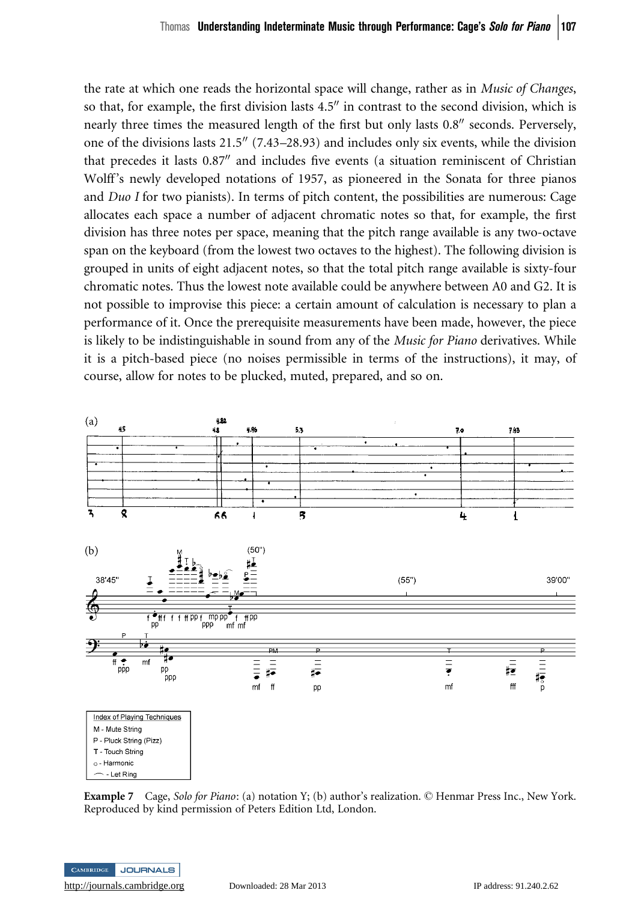the rate at which one reads the horizontal space will change, rather as in *Music of Changes*, so that, for example, the first division lasts 4.5″ in contrast to the second division, which is nearly three times the measured length of the first but only lasts 0.8″ seconds. Perversely, one of the divisions lasts 21.5″ (7.43–28.93) and includes only six events, while the division that precedes it lasts 0.87″ and includes five events (a situation reminiscent of Christian Wolff's newly developed notations of 1957, as pioneered in the Sonata for three pianos and *Duo I* for two pianists). In terms of pitch content, the possibilities are numerous: Cage allocates each space a number of adjacent chromatic notes so that, for example, the first division has three notes per space, meaning that the pitch range available is any two-octave span on the keyboard (from the lowest two octaves to the highest). The following division is grouped in units of eight adjacent notes, so that the total pitch range available is sixty-four chromatic notes. Thus the lowest note available could be anywhere between A0 and G2. It is not possible to improvise this piece: a certain amount of calculation is necessary to plan a performance of it. Once the prerequisite measurements have been made, however, the piece is likely to be indistinguishable in sound from any of the *Music for Piano* derivatives. While it is a pitch-based piece (no noises permissible in terms of the instructions), it may, of course, allow for notes to be plucked, muted, prepared, and so on.

**Example 7** Cage, *Solo for Piano*: (a) notation Y; (b) author's realization. © Henmar Press Inc., New York. Reproduced by kind permission of Peters Edition Ltd, London.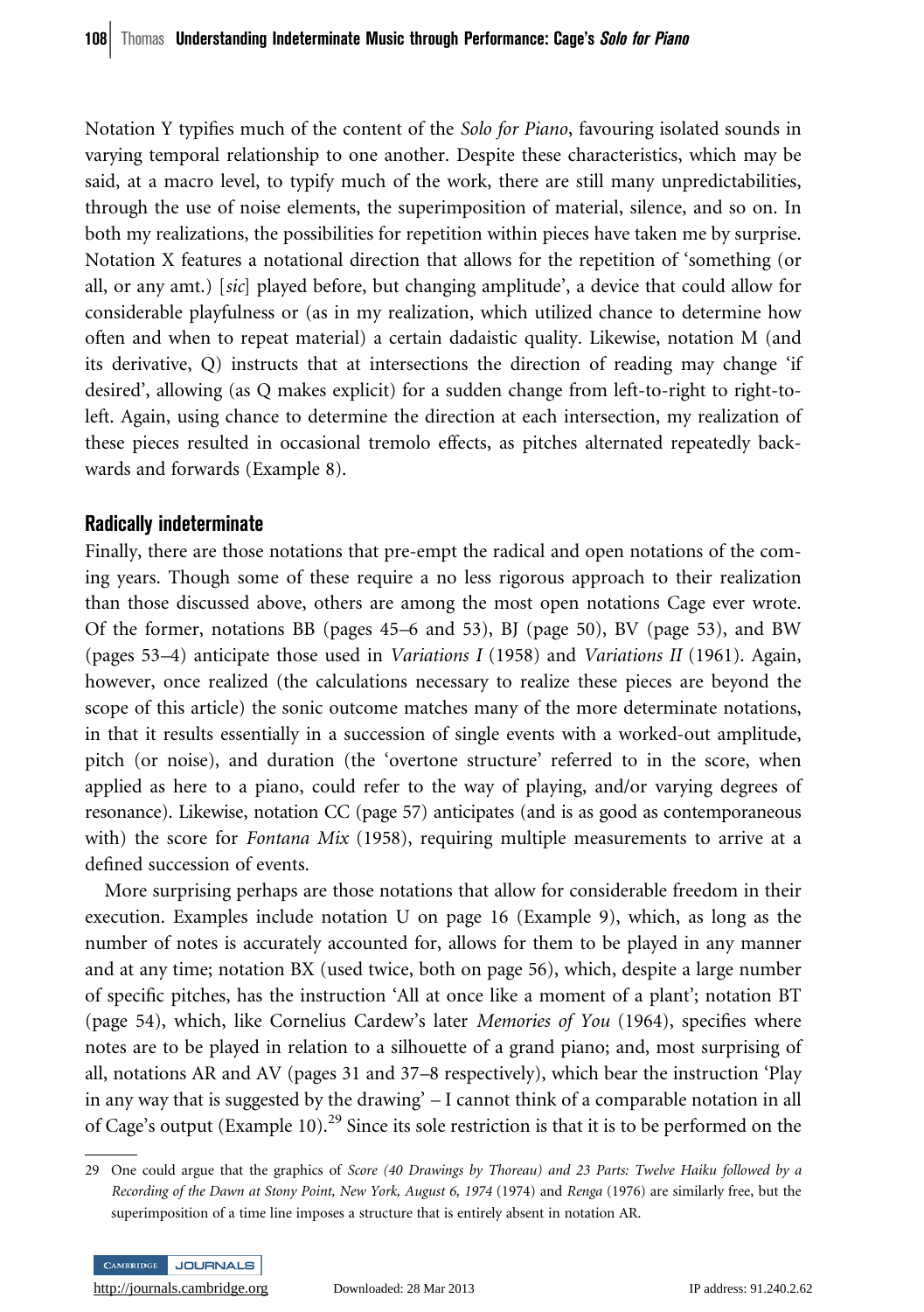Notation Y typifies much of the content of the *Solo for Piano*, favouring isolated sounds in varying temporal relationship to one another. Despite these characteristics, which may be said, at a macro level, to typify much of the work, there are still many unpredictabilities, through the use of noise elements, the superimposition of material, silence, and so on. In both my realizations, the possibilities for repetition within pieces have taken me by surprise. Notation X features a notational direction that allows for the repetition of 'something (or all, or any amt.) [*sic*] played before, but changing amplitude', a device that could allow for considerable playfulness or (as in my realization, which utilized chance to determine how often and when to repeat material) a certain dadaistic quality. Likewise, notation M (and its derivative, Q) instructs that at intersections the direction of reading may change 'if desired', allowing (as Q makes explicit) for a sudden change from left-to-right to right-to-left. Again, using chance to determine the direction at each intersection, my realization of these pieces resulted in occasional tremolo effects, as pitches alternated repeatedly backwards and forwards (Example 8).

## Radically indeterminate

Finally, there are those notations that pre-empt the radical and open notations of the coming years. Though some of these require a no less rigorous approach to their realization than those discussed above, others are among the most open notations Cage ever wrote. Of the former, notations BB (pages 45–6 and 53), BJ (page 50), BV (page 53), and BW (pages 53–4) anticipate those used in *Variations I* (1958) and *Variations II* (1961). Again, however, once realized (the calculations necessary to realize these pieces are beyond the scope of this article) the sonic outcome matches many of the more determinate notations, in that it results essentially in a succession of single events with a worked-out amplitude, pitch (or noise), and duration (the 'overtone structure' referred to in the score, when applied as here to a piano, could refer to the way of playing, and/or varying degrees of resonance). Likewise, notation CC (page 57) anticipates (and is as good as contemporaneous with) the score for *Fontana Mix* (1958), requiring multiple measurements to arrive at a defined succession of events.

More surprising perhaps are those notations that allow for considerable freedom in their execution. Examples include notation U on page 16 (Example 9), which, as long as the number of notes is accurately accounted for, allows for them to be played in any manner and at any time; notation BX (used twice, both on page 56), which, despite a large number of specific pitches, has the instruction 'All at once like a moment of a plant'; notation BT (page 54), which, like Cornelius Cardew's later *Memories of You* (1964), specifies where notes are to be played in relation to a silhouette of a grand piano; and, most surprising of all, notations AR and AV (pages 31 and 37–8 respectively), which bear the instruction 'Play in any way that is suggested by the drawing' – I cannot think of a comparable notation in all of Cage's output (Example 10).[29] Since its sole restriction is that it is to be performed on the

---

29 One could argue that the graphics of *Score (40 Drawings by Thoreau) and 23 Parts: Twelve Haiku followed by a Recording of the Dawn at Stony Point, New York, August 6, 1974* (1974) and *Renga* (1976) are similarly free, but the superimposition of a time line imposes a structure that is entirely absent in notation AR.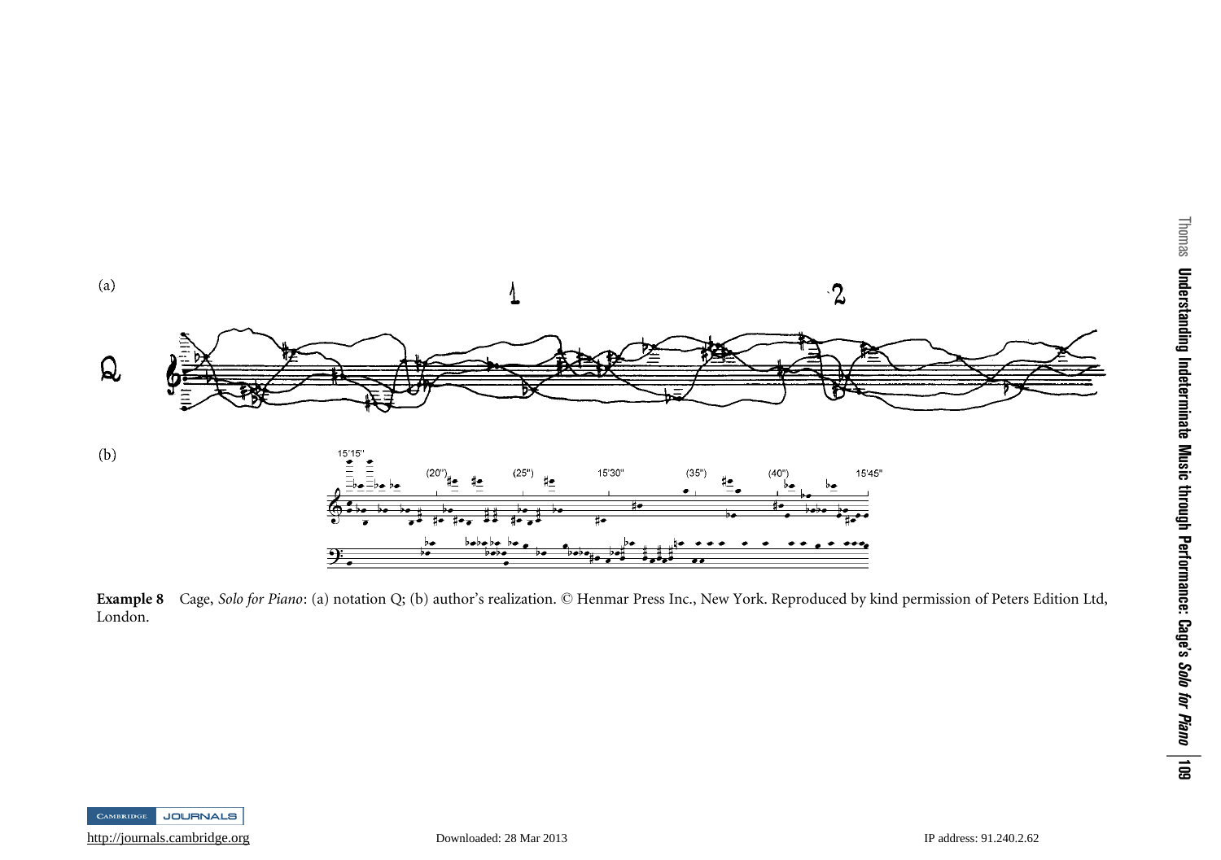(a)

(b)

**Example 8** Cage, *Solo for Piano*: (a) notation Q; (b) author's realization. © Henmar Press Inc., New York. Reproduced by kind permission of Peters Edition Ltd, London.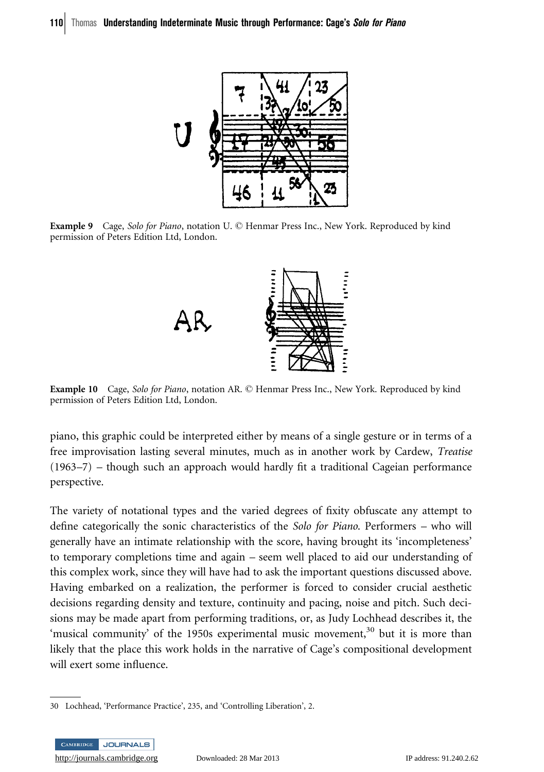**Example 9** Cage, *Solo for Piano*, notation U. © Henmar Press Inc., New York. Reproduced by kind permission of Peters Edition Ltd, London.

**Example 10** Cage, *Solo for Piano*, notation AR. © Henmar Press Inc., New York. Reproduced by kind permission of Peters Edition Ltd, London.

piano, this graphic could be interpreted either by means of a single gesture or in terms of a free improvisation lasting several minutes, much as in another work by Cardew, *Treatise* (1963–7) – though such an approach would hardly fit a traditional Cageian performance perspective.

The variety of notational types and the varied degrees of fixity obfuscate any attempt to define categorically the sonic characteristics of the *Solo for Piano*. Performers – who will generally have an intimate relationship with the score, having brought its 'incompleteness' to temporary completions time and again – seem well placed to aid our understanding of this complex work, since they will have had to ask the important questions discussed above. Having embarked on a realization, the performer is forced to consider crucial aesthetic decisions regarding density and texture, continuity and pacing, noise and pitch. Such decisions may be made apart from performing traditions, or, as Judy Lochhead describes it, the 'musical community' of the 1950s experimental music movement,[30] but it is more than likely that the place this work holds in the narrative of Cage's compositional development will exert some influence.

30 Lochhead, 'Performance Practice', 235, and 'Controlling Liberation', 2.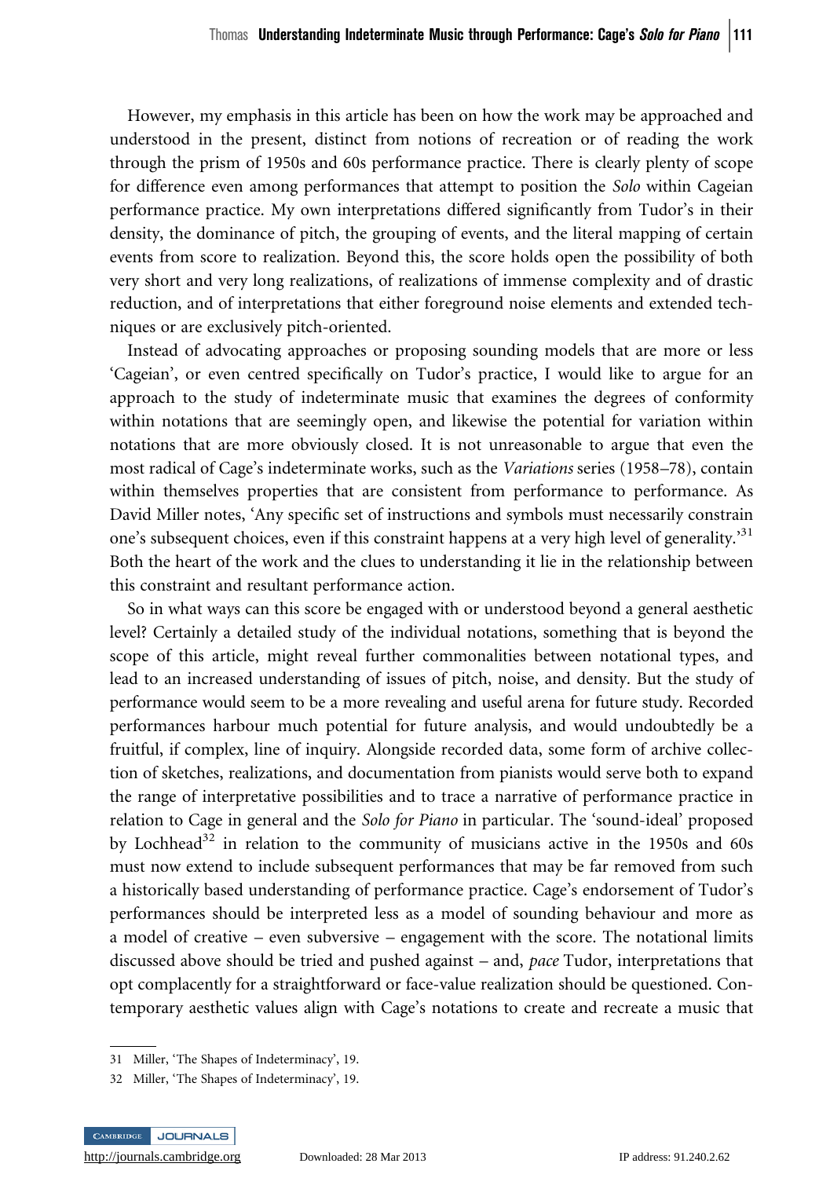However, my emphasis in this article has been on how the work may be approached and understood in the present, distinct from notions of recreation or of reading the work through the prism of 1950s and 60s performance practice. There is clearly plenty of scope for difference even among performances that attempt to position the *Solo* within Cageian performance practice. My own interpretations differed significantly from Tudor's in their density, the dominance of pitch, the grouping of events, and the literal mapping of certain events from score to realization. Beyond this, the score holds open the possibility of both very short and very long realizations, of realizations of immense complexity and of drastic reduction, and of interpretations that either foreground noise elements and extended techniques or are exclusively pitch-oriented.

Instead of advocating approaches or proposing sounding models that are more or less 'Cageian', or even centred specifically on Tudor's practice, I would like to argue for an approach to the study of indeterminate music that examines the degrees of conformity within notations that are seemingly open, and likewise the potential for variation within notations that are more obviously closed. It is not unreasonable to argue that even the most radical of Cage's indeterminate works, such as the *Variations* series (1958–78), contain within themselves properties that are consistent from performance to performance. As David Miller notes, 'Any specific set of instructions and symbols must necessarily constrain one's subsequent choices, even if this constraint happens at a very high level of generality.'[31] Both the heart of the work and the clues to understanding it lie in the relationship between this constraint and resultant performance action.

So in what ways can this score be engaged with or understood beyond a general aesthetic level? Certainly a detailed study of the individual notations, something that is beyond the scope of this article, might reveal further commonalities between notational types, and lead to an increased understanding of issues of pitch, noise, and density. But the study of performance would seem to be a more revealing and useful arena for future study. Recorded performances harbour much potential for future analysis, and would undoubtedly be a fruitful, if complex, line of inquiry. Alongside recorded data, some form of archive collection of sketches, realizations, and documentation from pianists would serve both to expand the range of interpretative possibilities and to trace a narrative of performance practice in relation to Cage in general and the *Solo for Piano* in particular. The 'sound-ideal' proposed by Lochhead[32] in relation to the community of musicians active in the 1950s and 60s must now extend to include subsequent performances that may be far removed from such a historically based understanding of performance practice. Cage's endorsement of Tudor's performances should be interpreted less as a model of sounding behaviour and more as a model of creative – even subversive – engagement with the score. The notational limits discussed above should be tried and pushed against – and, *pace* Tudor, interpretations that opt complacently for a straightforward or face-value realization should be questioned. Contemporary aesthetic values align with Cage's notations to create and recreate a music that

---

31 Miller, 'The Shapes of Indeterminacy', 19.

32 Miller, 'The Shapes of Indeterminacy', 19.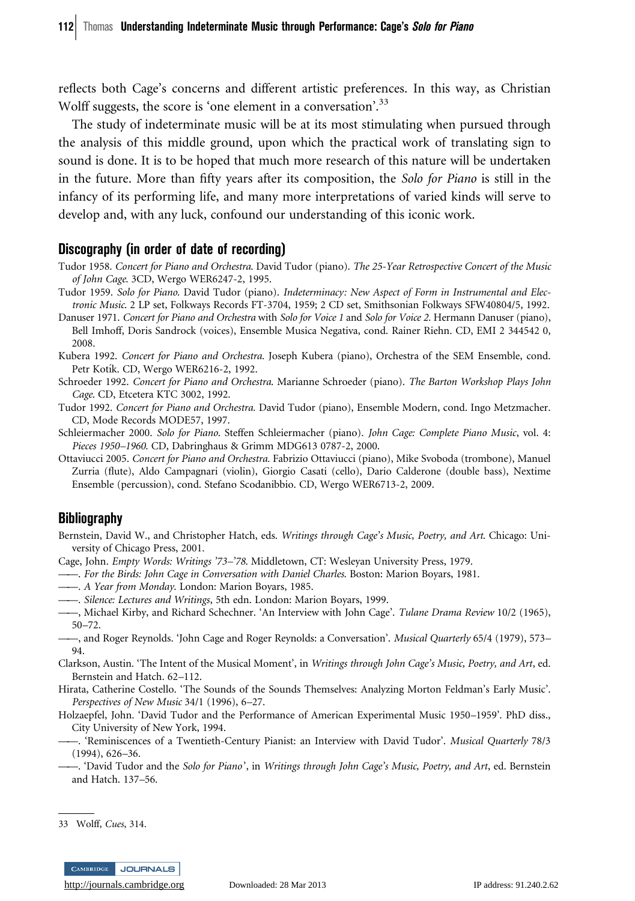reflects both Cage's concerns and different artistic preferences. In this way, as Christian Wolff suggests, the score is 'one element in a conversation'.[33]

The study of indeterminate music will be at its most stimulating when pursued through the analysis of this middle ground, upon which the practical work of translating sign to sound is done. It is to be hoped that much more research of this nature will be undertaken in the future. More than fifty years after its composition, the *Solo for Piano* is still in the infancy of its performing life, and many more interpretations of varied kinds will serve to develop and, with any luck, confound our understanding of this iconic work.

## Discography (in order of date of recording)

Tudor 1958. *Concert for Piano and Orchestra*. David Tudor (piano). *The 25-Year Retrospective Concert of the Music of John Cage*. 3CD, Wergo WER6247-2, 1995.

Tudor 1959. *Solo for Piano*. David Tudor (piano). *Indeterminacy: New Aspect of Form in Instrumental and Electronic Music*. 2 LP set, Folkways Records FT-3704, 1959; 2 CD set, Smithsonian Folkways SFW40804/5, 1992.

Danuser 1971. *Concert for Piano and Orchestra* with *Solo for Voice 1* and *Solo for Voice 2*. Hermann Danuser (piano), Bell Imhoff, Doris Sandrock (voices), Ensemble Musica Negativa, cond. Rainer Riehn. CD, EMI 2 344542 0, 2008.

Kubera 1992. *Concert for Piano and Orchestra*. Joseph Kubera (piano), Orchestra of the SEM Ensemble, cond. Petr Kotík. CD, Wergo WER6216-2, 1992.

Schroeder 1992. *Concert for Piano and Orchestra*. Marianne Schroeder (piano). *The Barton Workshop Plays John Cage*. CD, Etcetera KTC 3002, 1992.

Tudor 1992. *Concert for Piano and Orchestra*. David Tudor (piano), Ensemble Modern, cond. Ingo Metzmacher. CD, Mode Records MODE57, 1997.

Schleiermacher 2000. *Solo for Piano*. Steffen Schleiermacher (piano). *John Cage: Complete Piano Music*, vol. 4: *Pieces 1950–1960*. CD, Dabringhaus & Grimm MDG613 0787-2, 2000.

Ottaviucci 2005. *Concert for Piano and Orchestra*. Fabrizio Ottaviucci (piano), Mike Svoboda (trombone), Manuel Zurria (flute), Aldo Campagnari (violin), Giorgio Casati (cello), Dario Calderone (double bass), Nextime Ensemble (percussion), cond. Stefano Scodanibbio. CD, Wergo WER6713-2, 2009.

## Bibliography

Bernstein, David W., and Christopher Hatch, eds. *Writings through Cage's Music, Poetry, and Art*. Chicago: University of Chicago Press, 2001.

Cage, John. *Empty Words: Writings '73–'78*. Middletown, CT: Wesleyan University Press, 1979.

——. *For the Birds: John Cage in Conversation with Daniel Charles*. Boston: Marion Boyars, 1981.

——. *A Year from Monday*. London: Marion Boyars, 1985.

——. *Silence: Lectures and Writings*, 5th edn. London: Marion Boyars, 1999.

——, Michael Kirby, and Richard Schechner. 'An Interview with John Cage'. *Tulane Drama Review* 10/2 (1965), 50–72.

——, and Roger Reynolds. 'John Cage and Roger Reynolds: a Conversation'. *Musical Quarterly* 65/4 (1979), 573–94.

Clarkson, Austin. 'The Intent of the Musical Moment', in *Writings through John Cage's Music, Poetry, and Art*, ed. Bernstein and Hatch. 62–112.

Hirata, Catherine Costello. 'The Sounds of the Sounds Themselves: Analyzing Morton Feldman's Early Music'. *Perspectives of New Music* 34/1 (1996), 6–27.

Holzaepfel, John. 'David Tudor and the Performance of American Experimental Music 1950–1959'. PhD diss., City University of New York, 1994.

——. 'Reminiscences of a Twentieth-Century Pianist: an Interview with David Tudor'. *Musical Quarterly* 78/3 (1994), 626–36.

——. 'David Tudor and the *Solo for Piano*', in *Writings through John Cage's Music, Poetry, and Art*, ed. Bernstein and Hatch. 137–56.

---

33 Wolff, *Cues*, 314.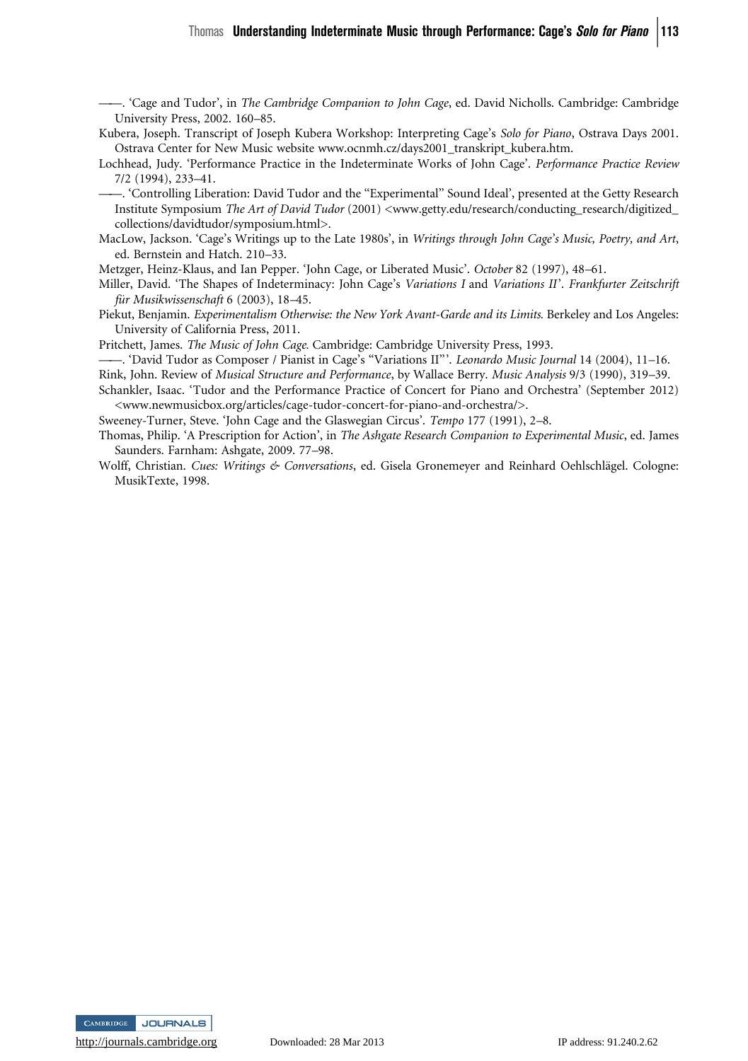——. 'Cage and Tudor', in *The Cambridge Companion to John Cage*, ed. David Nicholls. Cambridge: Cambridge University Press, 2002. 160–85.

Kubera, Joseph. Transcript of Joseph Kubera Workshop: Interpreting Cage's *Solo for Piano*, Ostrava Days 2001. Ostrava Center for New Music website www.ocnmh.cz/days2001_transkript_kubera.htm.

Lochhead, Judy. 'Performance Practice in the Indeterminate Works of John Cage'. *Performance Practice Review* 7/2 (1994), 233–41.

——. 'Controlling Liberation: David Tudor and the "Experimental" Sound Ideal', presented at the Getty Research Institute Symposium *The Art of David Tudor* (2001) <www.getty.edu/research/conducting_research/digitized_collections/davidtudor/symposium.html>.

MacLow, Jackson. 'Cage's Writings up to the Late 1980s', in *Writings through John Cage's Music, Poetry, and Art*, ed. Bernstein and Hatch. 210–33.

Metzger, Heinz-Klaus, and Ian Pepper. 'John Cage, or Liberated Music'. *October* 82 (1997), 48–61.

Miller, David. 'The Shapes of Indeterminacy: John Cage's *Variations I* and *Variations II*'. *Frankfurter Zeitschrift für Musikwissenschaft* 6 (2003), 18–45.

Piekut, Benjamin. *Experimentalism Otherwise: the New York Avant-Garde and its Limits*. Berkeley and Los Angeles: University of California Press, 2011.

Pritchett, James. *The Music of John Cage*. Cambridge: Cambridge University Press, 1993.

——. 'David Tudor as Composer / Pianist in Cage's "Variations II"'. *Leonardo Music Journal* 14 (2004), 11–16.

Rink, John. Review of *Musical Structure and Performance*, by Wallace Berry. *Music Analysis* 9/3 (1990), 319–39.

Schankler, Isaac. 'Tudor and the Performance Practice of Concert for Piano and Orchestra' (September 2012) <www.newmusicbox.org/articles/cage-tudor-concert-for-piano-and-orchestra/>.

Sweeney-Turner, Steve. 'John Cage and the Glaswegian Circus'. *Tempo* 177 (1991), 2–8.

Thomas, Philip. 'A Prescription for Action', in *The Ashgate Research Companion to Experimental Music*, ed. James Saunders. Farnham: Ashgate, 2009. 77–98.

Wolff, Christian. *Cues: Writings & Conversations*, ed. Gisela Gronemeyer and Reinhard Oehlschlägel. Cologne: MusikTexte, 1998.